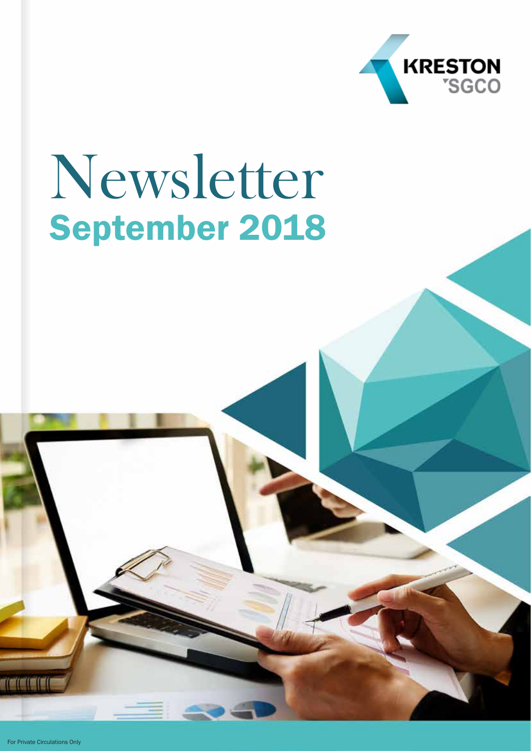KRESTON SGCO

# Newsletter

## September 2018

For Private Circulations Only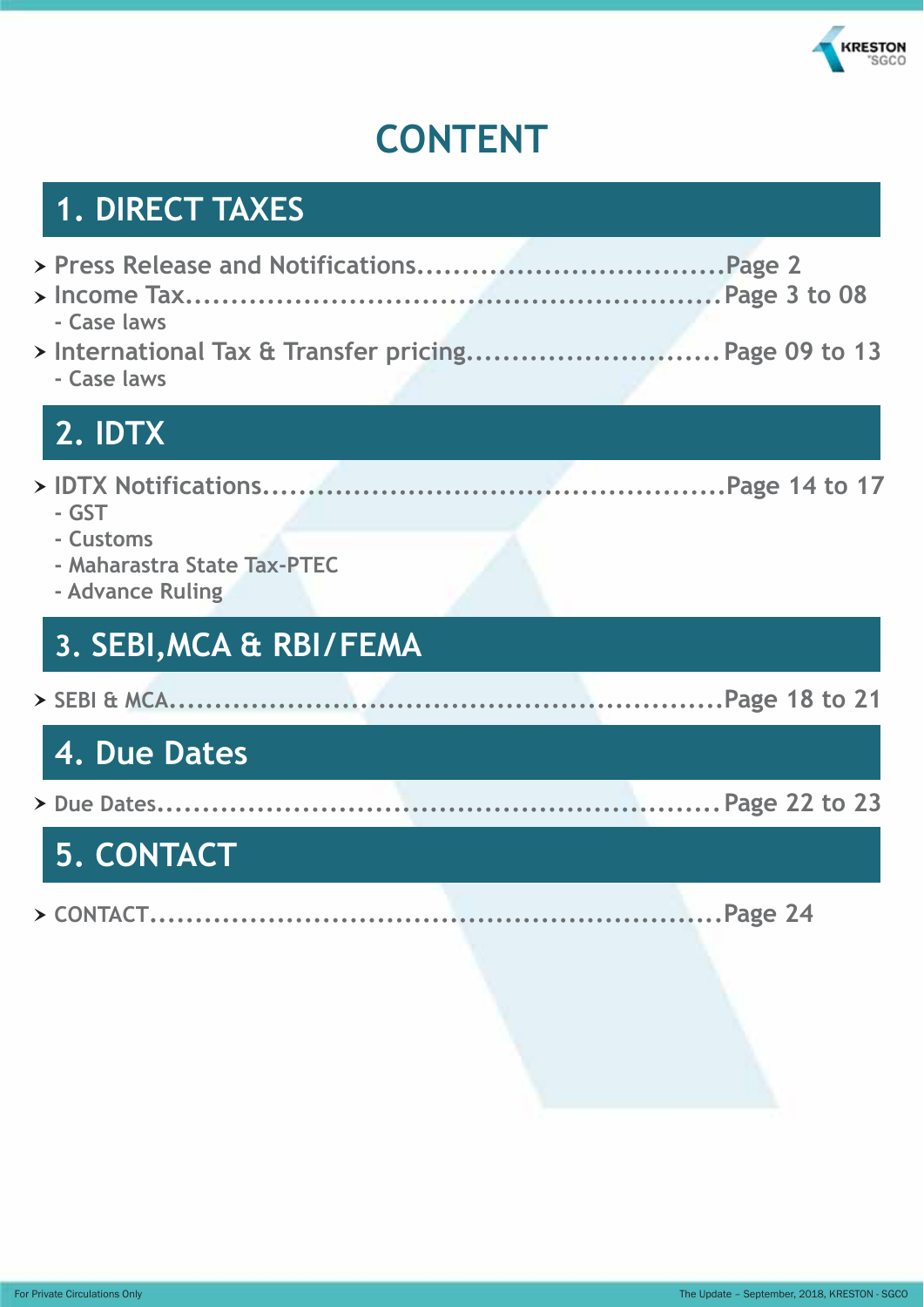# CONTENT

## 1. DIRECT TAXES

- Press Release and Notifications.................................Page 2
- Income Tax........................................................Page 3 to 08
  - Case laws
- International Tax & Transfer pricing............................Page 09 to 13
  - Case laws

## 2. IDTX

- IDTX Notifications.................................................Page 14 to 17
  - GST
  - Customs
  - Maharastra State Tax-PTEC
  - Advance Ruling

## 3. SEBI,MCA & RBI/FEMA

- SEBI & MCA..........................................................Page 18 to 21

## 4. Due Dates

- Due Dates............................................................Page 22 to 23

## 5. CONTACT

- CONTACT..............................................................Page 24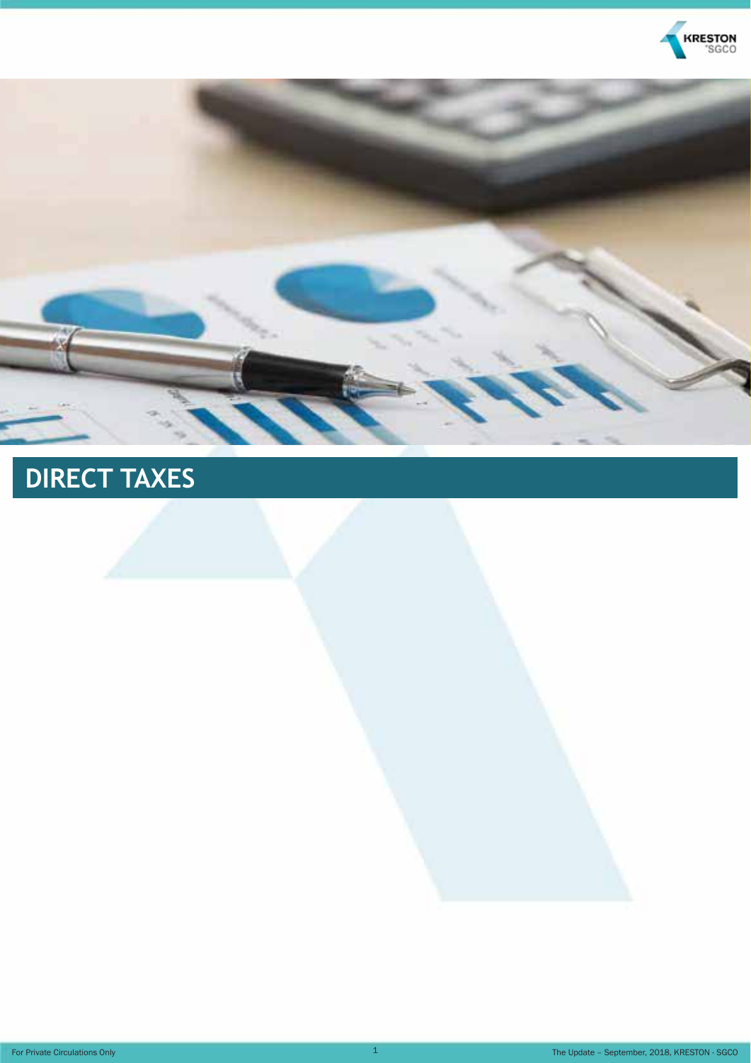# DIRECT TAXES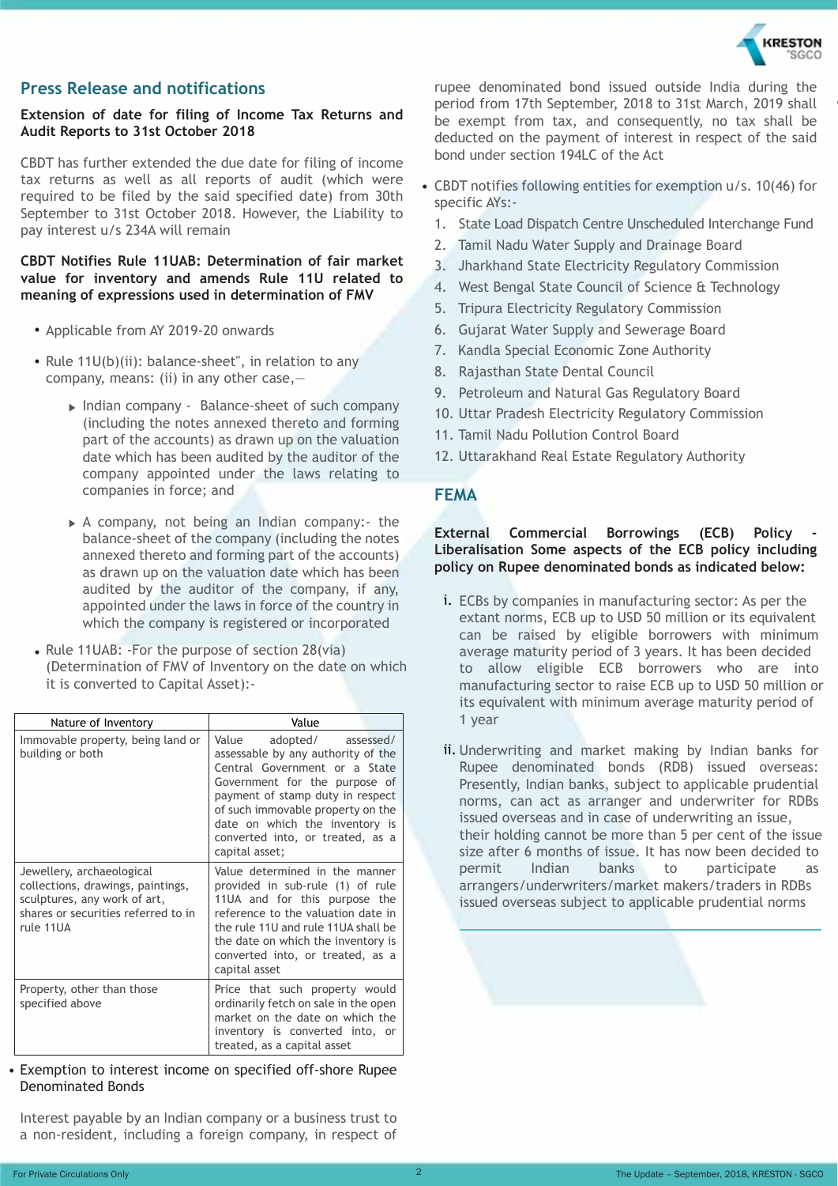## Press Release and notifications

### Extension of date for filing of Income Tax Returns and Audit Reports to 31st October 2018

CBDT has further extended the due date for filing of income tax returns as well as all reports of audit (which were required to be filed by the said specified date) from 30th September to 31st October 2018. However, the Liability to pay interest u/s 234A will remain

### CBDT Notifies Rule 11UAB: Determination of fair market value for inventory and amends Rule 11U related to meaning of expressions used in determination of FMV

- Applicable from AY 2019-20 onwards
- Rule 11U(b)(ii): balance-sheet", in relation to any company, means: (ii) in any other case,—
  - Indian company - Balance-sheet of such company (including the notes annexed thereto and forming part of the accounts) as drawn up on the valuation date which has been audited by the auditor of the company appointed under the laws relating to companies in force; and
  - A company, not being an Indian company:- the balance-sheet of the company (including the notes annexed thereto and forming part of the accounts) as drawn up on the valuation date which has been audited by the auditor of the company, if any, appointed under the laws in force of the country in which the company is registered or incorporated
- Rule 11UAB: -For the purpose of section 28(via) (Determination of FMV of Inventory on the date on which it is converted to Capital Asset):-

| Nature of Inventory | Value |
|---|---|
| Immovable property, being land or building or both | Value adopted/ assessed/ assessable by any authority of the Central Government or a State Government for the purpose of payment of stamp duty in respect of such immovable property on the date on which the inventory is converted into, or treated, as a capital asset; |
| Jewellery, archaeological collections, drawings, paintings, sculptures, any work of art, shares or securities referred to in rule 11UA | Value determined in the manner provided in sub-rule (1) of rule 11UA and for this purpose the reference to the valuation date in the rule 11U and rule 11UA shall be the date on which the inventory is converted into, or treated, as a capital asset |
| Property, other than those specified above | Price that such property would ordinarily fetch on sale in the open market on the date on which the inventory is converted into, or treated, as a capital asset |

- Exemption to interest income on specified off-shore Rupee Denominated Bonds

Interest payable by an Indian company or a business trust to a non-resident, including a foreign company, in respect of rupee denominated bond issued outside India during the period from 17th September, 2018 to 31st March, 2019 shall be exempt from tax, and consequently, no tax shall be deducted on the payment of interest in respect of the said bond under section 194LC of the Act

- CBDT notifies following entities for exemption u/s. 10(46) for specific AYs:-
  1. State Load Dispatch Centre Unscheduled Interchange Fund
  2. Tamil Nadu Water Supply and Drainage Board
  3. Jharkhand State Electricity Regulatory Commission
  4. West Bengal State Council of Science & Technology
  5. Tripura Electricity Regulatory Commission
  6. Gujarat Water Supply and Sewerage Board
  7. Kandla Special Economic Zone Authority
  8. Rajasthan State Dental Council
  9. Petroleum and Natural Gas Regulatory Board
  10. Uttar Pradesh Electricity Regulatory Commission
  11. Tamil Nadu Pollution Control Board
  12. Uttarakhand Real Estate Regulatory Authority

## FEMA

### External Commercial Borrowings (ECB) Policy - Liberalisation Some aspects of the ECB policy including policy on Rupee denominated bonds as indicated below:

i. ECBs by companies in manufacturing sector: As per the extant norms, ECB up to USD 50 million or its equivalent can be raised by eligible borrowers with minimum average maturity period of 3 years. It has been decided to allow eligible ECB borrowers who are into manufacturing sector to raise ECB up to USD 50 million or its equivalent with minimum average maturity period of 1 year

ii. Underwriting and market making by Indian banks for Rupee denominated bonds (RDB) issued overseas: Presently, Indian banks, subject to applicable prudential norms, can act as arranger and underwriter for RDBs issued overseas and in case of underwriting an issue, their holding cannot be more than 5 per cent of the issue size after 6 months of issue. It has now been decided to permit Indian banks to participate as arrangers/underwriters/market makers/traders in RDBs issued overseas subject to applicable prudential norms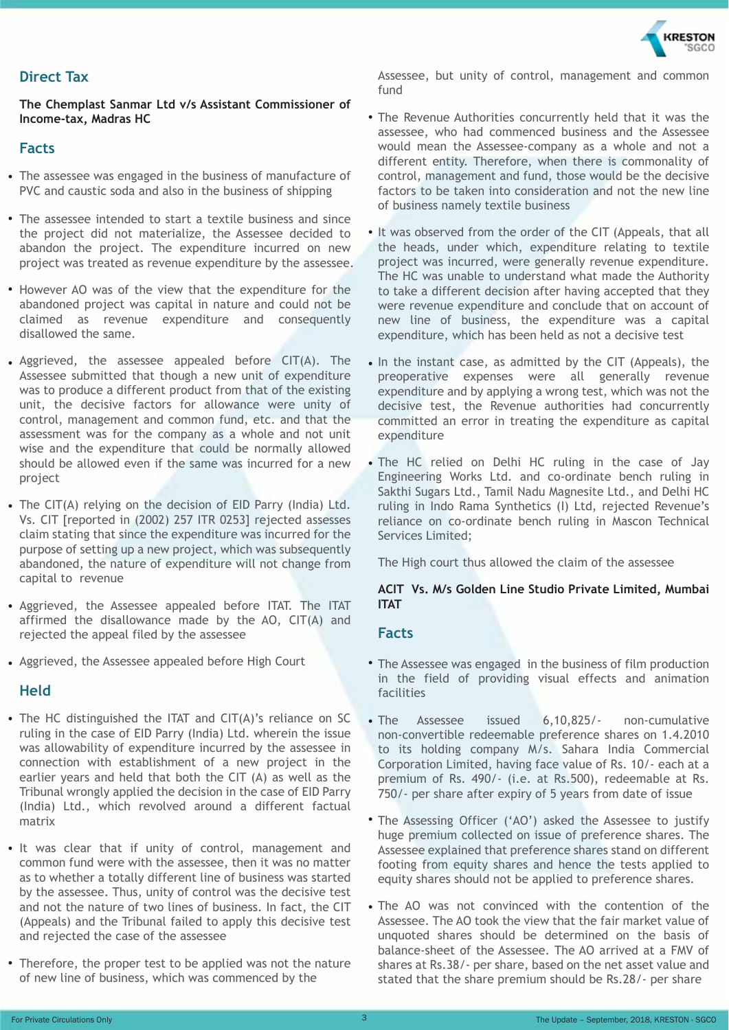## Direct Tax

**The Chemplast Sanmar Ltd v/s Assistant Commissioner of Income-tax, Madras HC**

### Facts

- The assessee was engaged in the business of manufacture of PVC and caustic soda and also in the business of shipping
- The assessee intended to start a textile business and since the project did not materialize, the Assessee decided to abandon the project. The expenditure incurred on new project was treated as revenue expenditure by the assessee.
- However AO was of the view that the expenditure for the abandoned project was capital in nature and could not be claimed as revenue expenditure and consequently disallowed the same.
- Aggrieved, the assessee appealed before CIT(A). The Assessee submitted that though a new unit of expenditure was to produce a different product from that of the existing unit, the decisive factors for allowance were unity of control, management and common fund, etc. and that the assessment was for the company as a whole and not unit wise and the expenditure that could be normally allowed should be allowed even if the same was incurred for a new project
- The CIT(A) relying on the decision of EID Parry (India) Ltd. Vs. CIT [reported in (2002) 257 ITR 0253] rejected assesses claim stating that since the expenditure was incurred for the purpose of setting up a new project, which was subsequently abandoned, the nature of expenditure will not change from capital to revenue
- Aggrieved, the Assessee appealed before ITAT. The ITAT affirmed the disallowance made by the AO, CIT(A) and rejected the appeal filed by the assessee
- Aggrieved, the Assessee appealed before High Court

### Held

- The HC distinguished the ITAT and CIT(A)'s reliance on SC ruling in the case of EID Parry (India) Ltd. wherein the issue was allowability of expenditure incurred by the assessee in connection with establishment of a new project in the earlier years and held that both the CIT (A) as well as the Tribunal wrongly applied the decision in the case of EID Parry (India) Ltd., which revolved around a different factual matrix
- It was clear that if unity of control, management and common fund were with the assessee, then it was no matter as to whether a totally different line of business was started by the assessee. Thus, unity of control was the decisive test and not the nature of two lines of business. In fact, the CIT (Appeals) and the Tribunal failed to apply this decisive test and rejected the case of the assessee
- Therefore, the proper test to be applied was not the nature of new line of business, which was commenced by the Assessee, but unity of control, management and common fund
- The Revenue Authorities concurrently held that it was the assessee, who had commenced business and the Assessee would mean the Assessee-company as a whole and not a different entity. Therefore, when there is commonality of control, management and fund, those would be the decisive factors to be taken into consideration and not the new line of business namely textile business
- It was observed from the order of the CIT (Appeals, that all the heads, under which, expenditure relating to textile project was incurred, were generally revenue expenditure. The HC was unable to understand what made the Authority to take a different decision after having accepted that they were revenue expenditure and conclude that on account of new line of business, the expenditure was a capital expenditure, which has been held as not a decisive test
- In the instant case, as admitted by the CIT (Appeals), the preoperative expenses were all generally revenue expenditure and by applying a wrong test, which was not the decisive test, the Revenue authorities had concurrently committed an error in treating the expenditure as capital expenditure
- The HC relied on Delhi HC ruling in the case of Jay Engineering Works Ltd. and co-ordinate bench ruling in Sakthi Sugars Ltd., Tamil Nadu Magnesite Ltd., and Delhi HC ruling in Indo Rama Synthetics (I) Ltd, rejected Revenue's reliance on co-ordinate bench ruling in Mascon Technical Services Limited;

The High court thus allowed the claim of the assessee

**ACIT Vs. M/s Golden Line Studio Private Limited, Mumbai ITAT**

### Facts

- The Assessee was engaged in the business of film production in the field of providing visual effects and animation facilities
- The Assessee issued 6,10,825/- non-cumulative non-convertible redeemable preference shares on 1.4.2010 to its holding company M/s. Sahara India Commercial Corporation Limited, having face value of Rs. 10/- each at a premium of Rs. 490/- (i.e. at Rs.500), redeemable at Rs. 750/- per share after expiry of 5 years from date of issue
- The Assessing Officer ('AO') asked the Assessee to justify huge premium collected on issue of preference shares. The Assessee explained that preference shares stand on different footing from equity shares and hence the tests applied to equity shares should not be applied to preference shares.
- The AO was not convinced with the contention of the Assessee. The AO took the view that the fair market value of unquoted shares should be determined on the basis of balance-sheet of the Assessee. The AO arrived at a FMV of shares at Rs.38/- per share, based on the net asset value and stated that the share premium should be Rs.28/- per share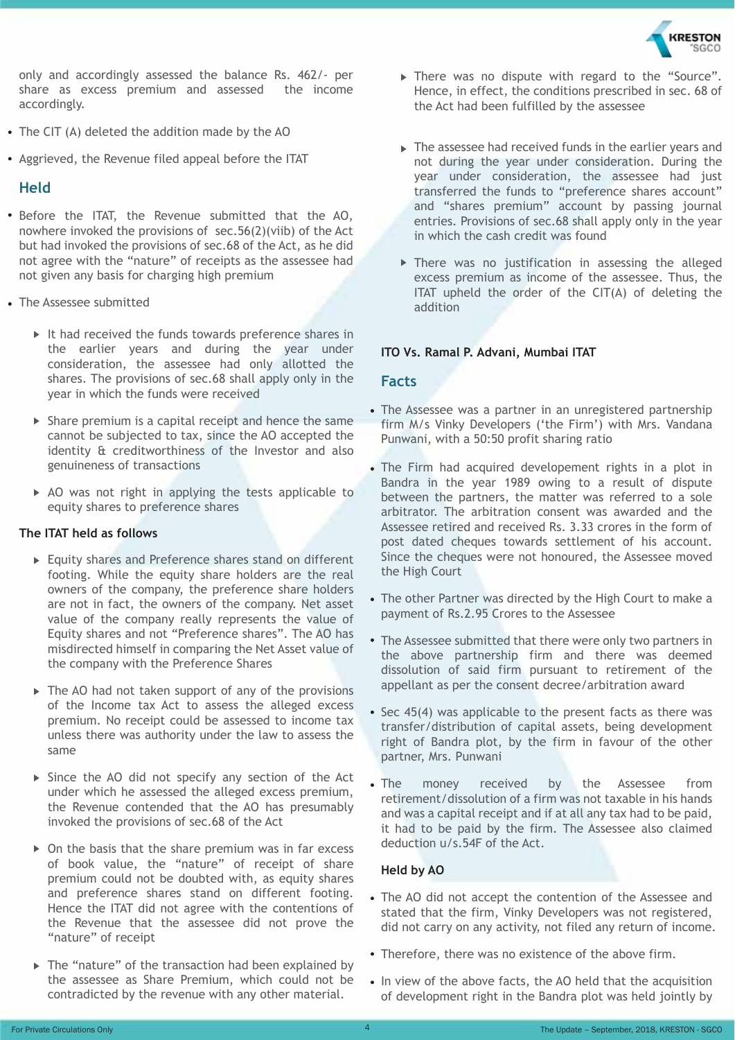only and accordingly assessed the balance Rs. 462/- per share as excess premium and assessed the income accordingly.

- The CIT (A) deleted the addition made by the AO
- Aggrieved, the Revenue filed appeal before the ITAT

## Held

- Before the ITAT, the Revenue submitted that the AO, nowhere invoked the provisions of sec.56(2)(viib) of the Act but had invoked the provisions of sec.68 of the Act, as he did not agree with the "nature" of receipts as the assessee had not given any basis for charging high premium
- The Assessee submitted
  - It had received the funds towards preference shares in the earlier years and during the year under consideration, the assessee had only allotted the shares. The provisions of sec.68 shall apply only in the year in which the funds were received
  - Share premium is a capital receipt and hence the same cannot be subjected to tax, since the AO accepted the identity & creditworthiness of the Investor and also genuineness of transactions
  - AO was not right in applying the tests applicable to equity shares to preference shares

**The ITAT held as follows**

- Equity shares and Preference shares stand on different footing. While the equity share holders are the real owners of the company, the preference share holders are not in fact, the owners of the company. Net asset value of the company really represents the value of Equity shares and not "Preference shares". The AO has misdirected himself in comparing the Net Asset value of the company with the Preference Shares
- The AO had not taken support of any of the provisions of the Income tax Act to assess the alleged excess premium. No receipt could be assessed to income tax unless there was authority under the law to assess the same
- Since the AO did not specify any section of the Act under which he assessed the alleged excess premium, the Revenue contended that the AO has presumably invoked the provisions of sec.68 of the Act
- On the basis that the share premium was in far excess of book value, the "nature" of receipt of share premium could not be doubted with, as equity shares and preference shares stand on different footing. Hence the ITAT did not agree with the contentions of the Revenue that the assessee did not prove the "nature" of receipt
- The "nature" of the transaction had been explained by the assessee as Share Premium, which could not be contradicted by the revenue with any other material.
- There was no dispute with regard to the "Source". Hence, in effect, the conditions prescribed in sec. 68 of the Act had been fulfilled by the assessee
- The assessee had received funds in the earlier years and not during the year under consideration. During the year under consideration, the assessee had just transferred the funds to "preference shares account" and "shares premium" account by passing journal entries. Provisions of sec.68 shall apply only in the year in which the cash credit was found
- There was no justification in assessing the alleged excess premium as income of the assessee. Thus, the ITAT upheld the order of the CIT(A) of deleting the addition

**ITO Vs. Ramal P. Advani, Mumbai ITAT**

## Facts

- The Assessee was a partner in an unregistered partnership firm M/s Vinky Developers ('the Firm') with Mrs. Vandana Punwani, with a 50:50 profit sharing ratio
- The Firm had acquired developement rights in a plot in Bandra in the year 1989 owing to a result of dispute between the partners, the matter was referred to a sole arbitrator. The arbitration consent was awarded and the Assessee retired and received Rs. 3.33 crores in the form of post dated cheques towards settlement of his account. Since the cheques were not honoured, the Assessee moved the High Court
- The other Partner was directed by the High Court to make a payment of Rs.2.95 Crores to the Assessee
- The Assessee submitted that there were only two partners in the above partnership firm and there was deemed dissolution of said firm pursuant to retirement of the appellant as per the consent decree/arbitration award
- Sec 45(4) was applicable to the present facts as there was transfer/distribution of capital assets, being development right of Bandra plot, by the firm in favour of the other partner, Mrs. Punwani
- The money received by the Assessee from retirement/dissolution of a firm was not taxable in his hands and was a capital receipt and if at all any tax had to be paid, it had to be paid by the firm. The Assessee also claimed deduction u/s.54F of the Act.

**Held by AO**

- The AO did not accept the contention of the Assessee and stated that the firm, Vinky Developers was not registered, did not carry on any activity, not filed any return of income.
- Therefore, there was no existence of the above firm.
- In view of the above facts, the AO held that the acquisition of development right in the Bandra plot was held jointly by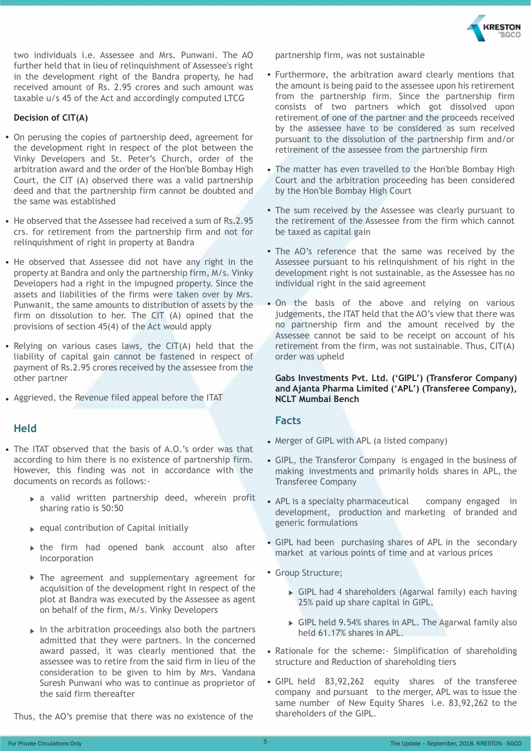two individuals i.e. Assessee and Mrs. Punwani. The AO further held that in lieu of relinquishment of Assessee's right in the development right of the Bandra property, he had received amount of Rs. 2.95 crores and such amount was taxable u/s 45 of the Act and accordingly computed LTCG

**Decision of CIT(A)**

- On perusing the copies of partnership deed, agreement for the development right in respect of the plot between the Vinky Developers and St. Peter's Church, order of the arbitration award and the order of the Hon'ble Bombay High Court, the CIT (A) observed there was a valid partnership deed and that the partnership firm cannot be doubted and the same was established
- He observed that the Assessee had received a sum of Rs.2.95 crs. for retirement from the partnership firm and not for relinquishment of right in property at Bandra
- He observed that Assessee did not have any right in the property at Bandra and only the partnership firm, M/s. Vinky Developers had a right in the impugned property. Since the assets and liabilities of the firms were taken over by Mrs. Punwanit, the same amounts to distribution of assets by the firm on dissolution to her. The CIT (A) opined that the provisions of section 45(4) of the Act would apply
- Relying on various cases laws, the CIT(A) held that the liability of capital gain cannot be fastened in respect of payment of Rs.2.95 crores received by the assessee from the other partner
- Aggrieved, the Revenue filed appeal before the ITAT

## Held

- The ITAT observed that the basis of A.O.'s order was that according to him there is no existence of partnership firm. However, this finding was not in accordance with the documents on records as follows:-
  - a valid written partnership deed, wherein profit sharing ratio is 50:50
  - equal contribution of Capital initially
  - the firm had opened bank account also after incorporation
  - The agreement and supplementary agreement for acquisition of the development right in respect of the plot at Bandra was executed by the Assessee as agent on behalf of the firm, M/s. Vinky Developers
  - In the arbitration proceedings also both the partners admitted that they were partners. In the concerned award passed, it was clearly mentioned that the assessee was to retire from the said firm in lieu of the consideration to be given to him by Mrs. Vandana Suresh Punwani who was to continue as proprietor of the said firm thereafter

  Thus, the AO's premise that there was no existence of the partnership firm, was not sustainable
- Furthermore, the arbitration award clearly mentions that the amount is being paid to the assessee upon his retirement from the partnership firm. Since the partnership firm consists of two partners which got dissolved upon retirement of one of the partner and the proceeds received by the assessee have to be considered as sum received pursuant to the dissolution of the partnership firm and/or retirement of the assessee from the partnership firm
- The matter has even travelled to the Hon'ble Bombay High Court and the arbitration proceeding has been considered by the Hon'ble Bombay High Court
- The sum received by the Assessee was clearly pursuant to the retirement of the Assessee from the firm which cannot be taxed as capital gain
- The AO's reference that the same was received by the Assessee pursuant to his relinquishment of his right in the development right is not sustainable, as the Assessee has no individual right in the said agreement
- On the basis of the above and relying on various judgements, the ITAT held that the AO's view that there was no partnership firm and the amount received by the Assessee cannot be said to be receipt on account of his retirement from the firm, was not sustainable. Thus, CIT(A) order was upheld

**Gabs Investments Pvt. Ltd. ('GIPL') (Transferor Company) and Ajanta Pharma Limited ('APL') (Transferee Company), NCLT Mumbai Bench**

## Facts

- Merger of GIPL with APL (a listed company)
- GIPL, the Transferor Company is engaged in the business of making investments and primarily holds shares in APL, the Transferee Company
- APL is a specialty pharmaceutical company engaged in development, production and marketing of branded and generic formulations
- GIPL had been purchasing shares of APL in the secondary market at various points of time and at various prices
- Group Structure;
  - GIPL had 4 shareholders (Agarwal family) each having 25% paid up share capital in GIPL.
  - GIPL held 9.54% shares in APL. The Agarwal family also held 61.17% shares in APL.
- Rationale for the scheme:- Simplification of shareholding structure and Reduction of shareholding tiers
- GIPL held 83,92,262 equity shares of the transferee company and pursuant to the merger, APL was to issue the same number of New Equity Shares i.e. 83,92,262 to the shareholders of the GIPL.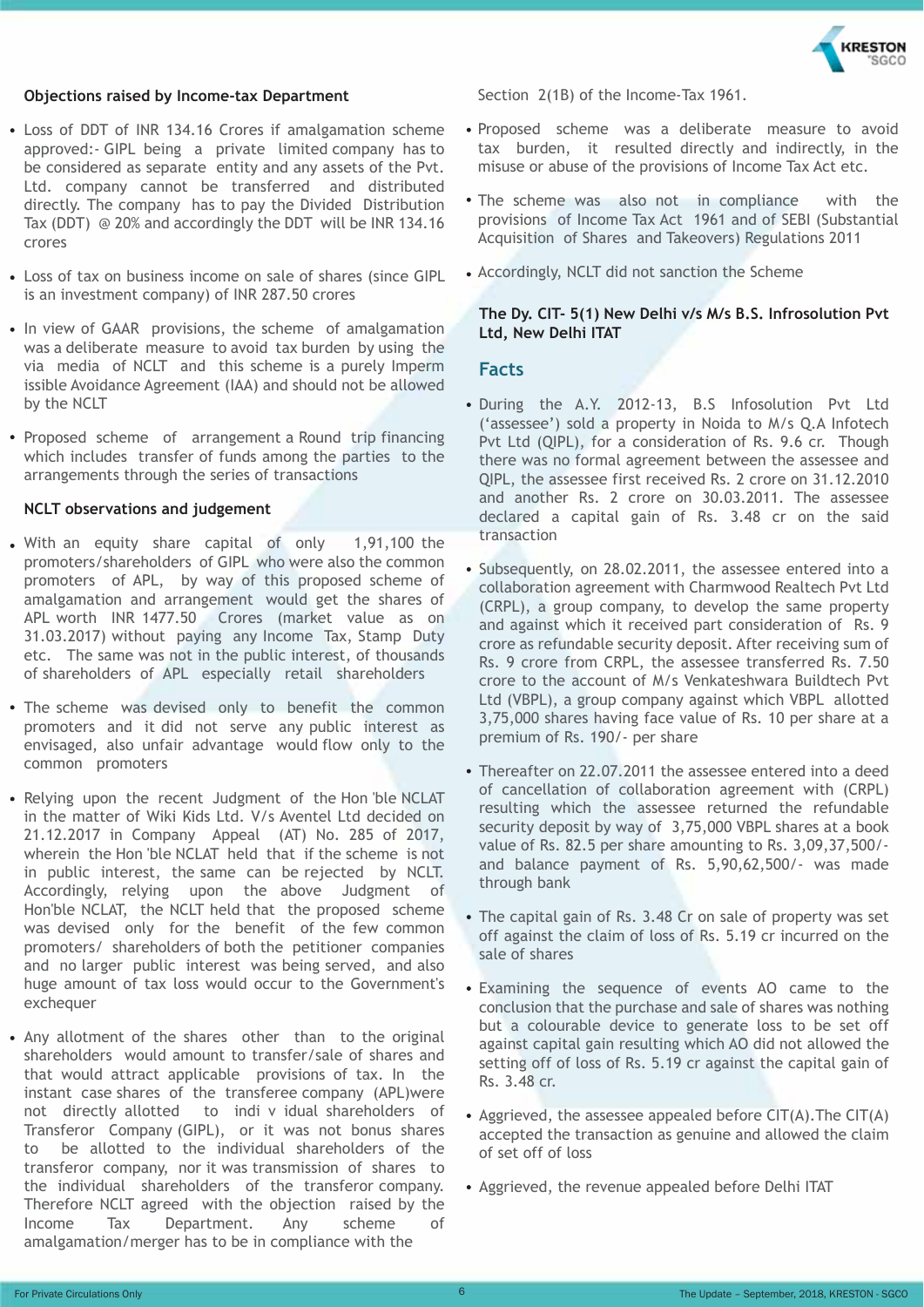**Objections raised by Income-tax Department**

- Loss of DDT of INR 134.16 Crores if amalgamation scheme approved:- GIPL being a private limited company has to be considered as separate entity and any assets of the Pvt. Ltd. company cannot be transferred and distributed directly. The company has to pay the Divided Distribution Tax (DDT) @ 20% and accordingly the DDT will be INR 134.16 crores
- Loss of tax on business income on sale of shares (since GIPL is an investment company) of INR 287.50 crores
- In view of GAAR provisions, the scheme of amalgamation was a deliberate measure to avoid tax burden by using the via media of NCLT and this scheme is a purely Imperm issible Avoidance Agreement (IAA) and should not be allowed by the NCLT
- Proposed scheme of arrangement a Round trip financing which includes transfer of funds among the parties to the arrangements through the series of transactions

**NCLT observations and judgement**

- With an equity share capital of only 1,91,100 the promoters/shareholders of GIPL who were also the common promoters of APL, by way of this proposed scheme of amalgamation and arrangement would get the shares of APL worth INR 1477.50 Crores (market value as on 31.03.2017) without paying any Income Tax, Stamp Duty etc. The same was not in the public interest, of thousands of shareholders of APL especially retail shareholders
- The scheme was devised only to benefit the common promoters and it did not serve any public interest as envisaged, also unfair advantage would flow only to the common promoters
- Relying upon the recent Judgment of the Hon 'ble NCLAT in the matter of Wiki Kids Ltd. V/s Aventel Ltd decided on 21.12.2017 in Company Appeal (AT) No. 285 of 2017, wherein the Hon 'ble NCLAT held that if the scheme is not in public interest, the same can be rejected by NCLT. Accordingly, relying upon the above Judgment of Hon'ble NCLAT, the NCLT held that the proposed scheme was devised only for the benefit of the few common promoters/ shareholders of both the petitioner companies and no larger public interest was being served, and also huge amount of tax loss would occur to the Government's exchequer
- Any allotment of the shares other than to the original shareholders would amount to transfer/sale of shares and that would attract applicable provisions of tax. In the instant case shares of the transferee company (APL)were not directly allotted to indi v idual shareholders of Transferor Company (GIPL), or it was not bonus shares to be allotted to the individual shareholders of the transferor company, nor it was transmission of shares to the individual shareholders of the transferor company. Therefore NCLT agreed with the objection raised by the Income Tax Department. Any scheme of amalgamation/merger has to be in compliance with the Section 2(1B) of the Income-Tax 1961.
- Proposed scheme was a deliberate measure to avoid tax burden, it resulted directly and indirectly, in the misuse or abuse of the provisions of Income Tax Act etc.
- The scheme was also not in compliance with the provisions of Income Tax Act 1961 and of SEBI (Substantial Acquisition of Shares and Takeovers) Regulations 2011
- Accordingly, NCLT did not sanction the Scheme

**The Dy. CIT- 5(1) New Delhi v/s M/s B.S. Infrosolution Pvt Ltd, New Delhi ITAT**

## Facts

- During the A.Y. 2012-13, B.S Infosolution Pvt Ltd ('assessee') sold a property in Noida to M/s Q.A Infotech Pvt Ltd (QIPL), for a consideration of Rs. 9.6 cr. Though there was no formal agreement between the assessee and QIPL, the assessee first received Rs. 2 crore on 31.12.2010 and another Rs. 2 crore on 30.03.2011. The assessee declared a capital gain of Rs. 3.48 cr on the said transaction
- Subsequently, on 28.02.2011, the assessee entered into a collaboration agreement with Charmwood Realtech Pvt Ltd (CRPL), a group company, to develop the same property and against which it received part consideration of Rs. 9 crore as refundable security deposit. After receiving sum of Rs. 9 crore from CRPL, the assessee transferred Rs. 7.50 crore to the account of M/s Venkateshwara Buildtech Pvt Ltd (VBPL), a group company against which VBPL allotted 3,75,000 shares having face value of Rs. 10 per share at a premium of Rs. 190/- per share
- Thereafter on 22.07.2011 the assessee entered into a deed of cancellation of collaboration agreement with (CRPL) resulting which the assessee returned the refundable security deposit by way of 3,75,000 VBPL shares at a book value of Rs. 82.5 per share amounting to Rs. 3,09,37,500/- and balance payment of Rs. 5,90,62,500/- was made through bank
- The capital gain of Rs. 3.48 Cr on sale of property was set off against the claim of loss of Rs. 5.19 cr incurred on the sale of shares
- Examining the sequence of events AO came to the conclusion that the purchase and sale of shares was nothing but a colourable device to generate loss to be set off against capital gain resulting which AO did not allowed the setting off of loss of Rs. 5.19 cr against the capital gain of Rs. 3.48 cr.
- Aggrieved, the assessee appealed before CIT(A).The CIT(A) accepted the transaction as genuine and allowed the claim of set off of loss
- Aggrieved, the revenue appealed before Delhi ITAT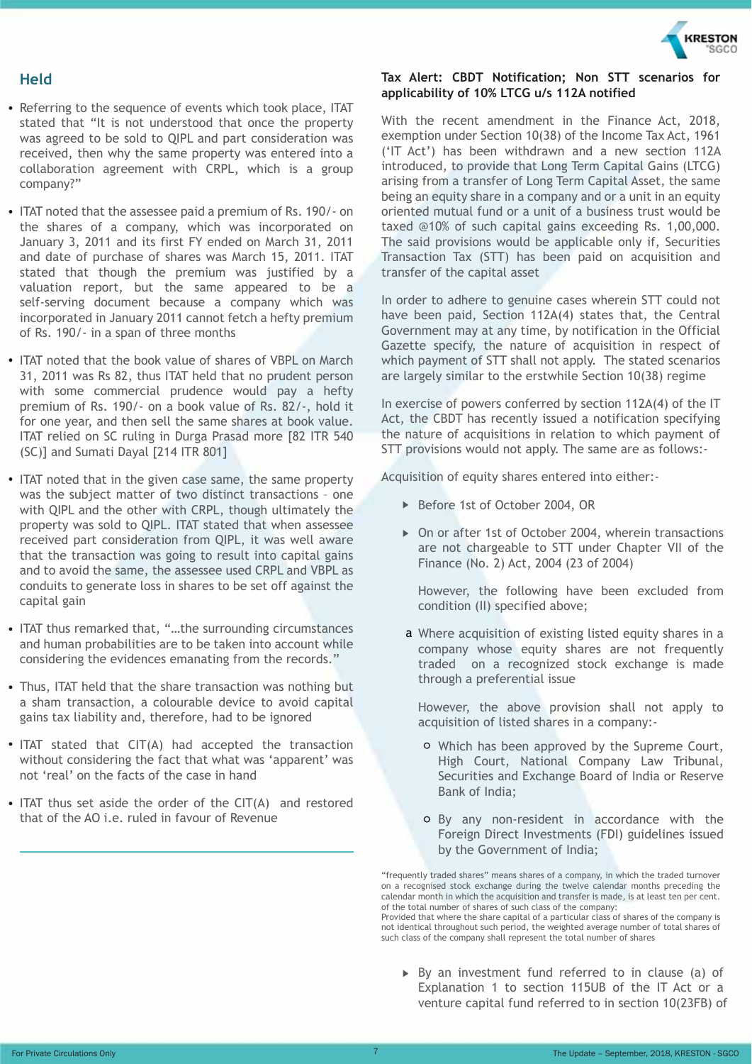## Held

- Referring to the sequence of events which took place, ITAT stated that "It is not understood that once the property was agreed to be sold to QIPL and part consideration was received, then why the same property was entered into a collaboration agreement with CRPL, which is a group company?"

- ITAT noted that the assessee paid a premium of Rs. 190/- on the shares of a company, which was incorporated on January 3, 2011 and its first FY ended on March 31, 2011 and date of purchase of shares was March 15, 2011. ITAT stated that though the premium was justified by a valuation report, but the same appeared to be a self-serving document because a company which was incorporated in January 2011 cannot fetch a hefty premium of Rs. 190/- in a span of three months

- ITAT noted that the book value of shares of VBPL on March 31, 2011 was Rs 82, thus ITAT held that no prudent person with some commercial prudence would pay a hefty premium of Rs. 190/- on a book value of Rs. 82/-, hold it for one year, and then sell the same shares at book value. ITAT relied on SC ruling in Durga Prasad more [82 ITR 540 (SC)] and Sumati Dayal [214 ITR 801]

- ITAT noted that in the given case same, the same property was the subject matter of two distinct transactions – one with QIPL and the other with CRPL, though ultimately the property was sold to QIPL. ITAT stated that when assessee received part consideration from QIPL, it was well aware that the transaction was going to result into capital gains and to avoid the same, the assessee used CRPL and VBPL as conduits to generate loss in shares to be set off against the capital gain

- ITAT thus remarked that, "…the surrounding circumstances and human probabilities are to be taken into account while considering the evidences emanating from the records."

- Thus, ITAT held that the share transaction was nothing but a sham transaction, a colourable device to avoid capital gains tax liability and, therefore, had to be ignored

- ITAT stated that CIT(A) had accepted the transaction without considering the fact that what was 'apparent' was not 'real' on the facts of the case in hand

- ITAT thus set aside the order of the CIT(A) and restored that of the AO i.e. ruled in favour of Revenue

---

**Tax Alert: CBDT Notification; Non STT scenarios for applicability of 10% LTCG u/s 112A notified**

With the recent amendment in the Finance Act, 2018, exemption under Section 10(38) of the Income Tax Act, 1961 ('IT Act') has been withdrawn and a new section 112A introduced, to provide that Long Term Capital Gains (LTCG) arising from a transfer of Long Term Capital Asset, the same being an equity share in a company and or a unit in an equity oriented mutual fund or a unit of a business trust would be taxed @10% of such capital gains exceeding Rs. 1,00,000. The said provisions would be applicable only if, Securities Transaction Tax (STT) has been paid on acquisition and transfer of the capital asset

In order to adhere to genuine cases wherein STT could not have been paid, Section 112A(4) states that, the Central Government may at any time, by notification in the Official Gazette specify, the nature of acquisition in respect of which payment of STT shall not apply. The said scenarios are largely similar to the erstwhile Section 10(38) regime

In exercise of powers conferred by section 112A(4) of the IT Act, the CBDT has recently issued a notification specifying the nature of acquisitions in relation to which payment of STT provisions would not apply. The same are as follows:-

Acquisition of equity shares entered into either:-

- Before 1st of October 2004, OR
- On or after 1st of October 2004, wherein transactions are not chargeable to STT under Chapter VII of the Finance (No. 2) Act, 2004 (23 of 2004)

  However, the following have been excluded from condition (II) specified above;

a. Where acquisition of existing listed equity shares in a company whose equity shares are not frequently traded on a recognized stock exchange is made through a preferential issue

   However, the above provision shall not apply to acquisition of listed shares in a company:-

   - Which has been approved by the Supreme Court, High Court, National Company Law Tribunal, Securities and Exchange Board of India or Reserve Bank of India;
   - By any non-resident in accordance with the Foreign Direct Investments (FDI) guidelines issued by the Government of India;

"frequently traded shares" means shares of a company, in which the traded turnover on a recognised stock exchange during the twelve calendar months preceding the calendar month in which the acquisition and transfer is made, is at least ten per cent. of the total number of shares of such class of the company:
Provided that where the share capital of a particular class of shares of the company is not identical throughout such period, the weighted average number of total shares of such class of the company shall represent the total number of shares

   - By an investment fund referred to in clause (a) of Explanation 1 to section 115UB of the IT Act or a venture capital fund referred to in section 10(23FB) of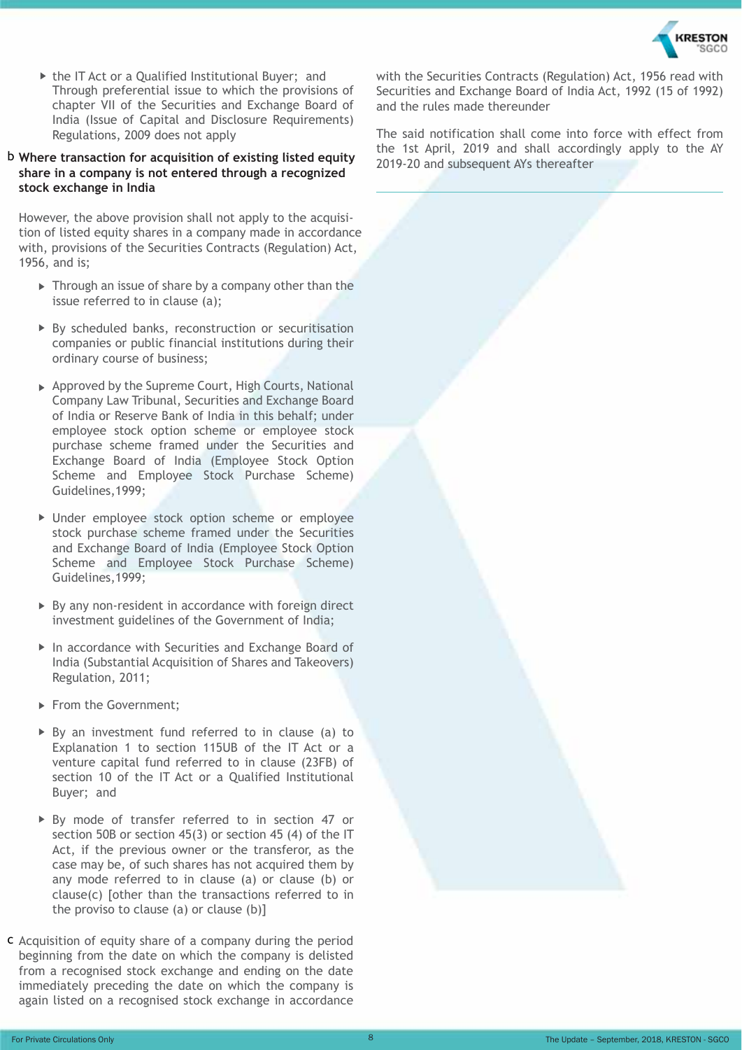- the IT Act or a Qualified Institutional Buyer; and Through preferential issue to which the provisions of chapter VII of the Securities and Exchange Board of India (Issue of Capital and Disclosure Requirements) Regulations, 2009 does not apply

b **Where transaction for acquisition of existing listed equity share in a company is not entered through a recognized stock exchange in India**

However, the above provision shall not apply to the acquisition of listed equity shares in a company made in accordance with, provisions of the Securities Contracts (Regulation) Act, 1956, and is;

- Through an issue of share by a company other than the issue referred to in clause (a);
- By scheduled banks, reconstruction or securitisation companies or public financial institutions during their ordinary course of business;
- Approved by the Supreme Court, High Courts, National Company Law Tribunal, Securities and Exchange Board of India or Reserve Bank of India in this behalf; under employee stock option scheme or employee stock purchase scheme framed under the Securities and Exchange Board of India (Employee Stock Option Scheme and Employee Stock Purchase Scheme) Guidelines,1999;
- Under employee stock option scheme or employee stock purchase scheme framed under the Securities and Exchange Board of India (Employee Stock Option Scheme and Employee Stock Purchase Scheme) Guidelines,1999;
- By any non-resident in accordance with foreign direct investment guidelines of the Government of India;
- In accordance with Securities and Exchange Board of India (Substantial Acquisition of Shares and Takeovers) Regulation, 2011;
- From the Government;
- By an investment fund referred to in clause (a) to Explanation 1 to section 115UB of the IT Act or a venture capital fund referred to in clause (23FB) of section 10 of the IT Act or a Qualified Institutional Buyer; and
- By mode of transfer referred to in section 47 or section 50B or section 45(3) or section 45 (4) of the IT Act, if the previous owner or the transferor, as the case may be, of such shares has not acquired them by any mode referred to in clause (a) or clause (b) or clause(c) [other than the transactions referred to in the proviso to clause (a) or clause (b)]

c Acquisition of equity share of a company during the period beginning from the date on which the company is delisted from a recognised stock exchange and ending on the date immediately preceding the date on which the company is again listed on a recognised stock exchange in accordance with the Securities Contracts (Regulation) Act, 1956 read with Securities and Exchange Board of India Act, 1992 (15 of 1992) and the rules made thereunder

The said notification shall come into force with effect from the 1st April, 2019 and shall accordingly apply to the AY 2019-20 and subsequent AYs thereafter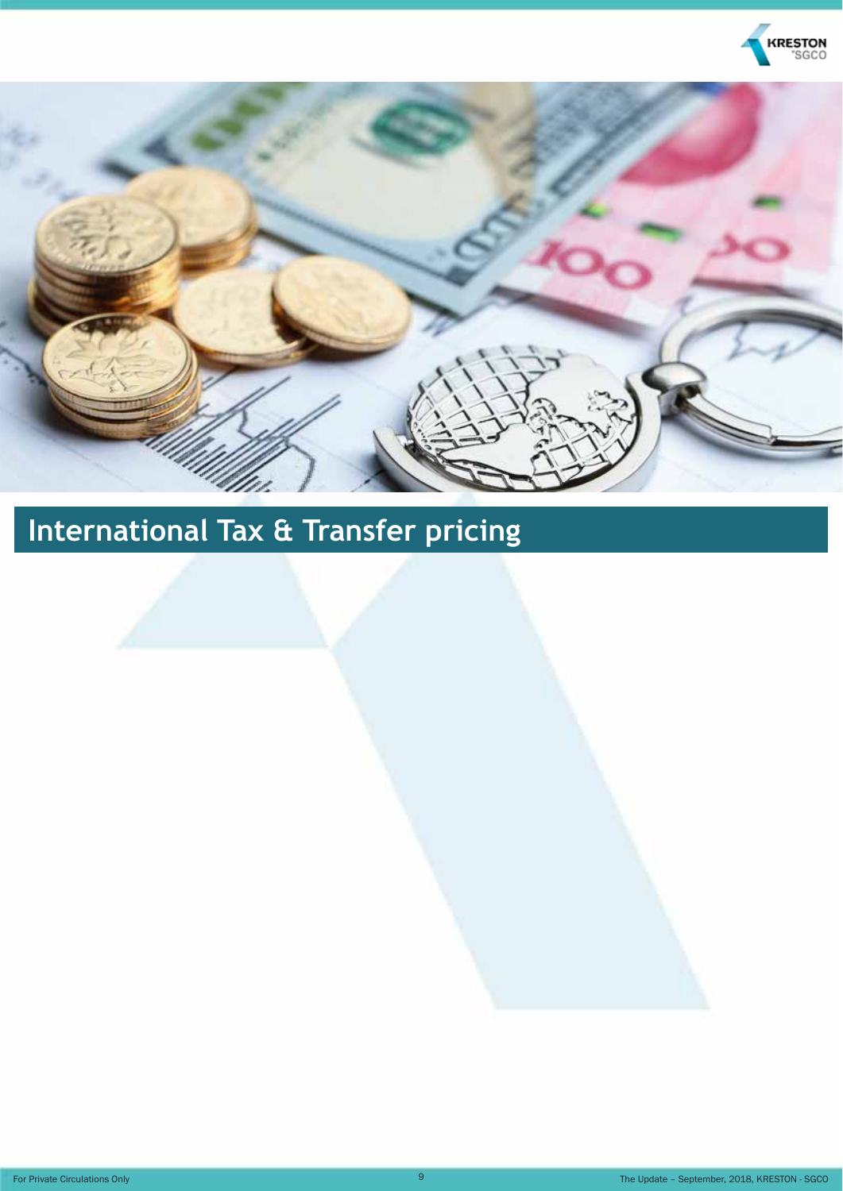# International Tax & Transfer pricing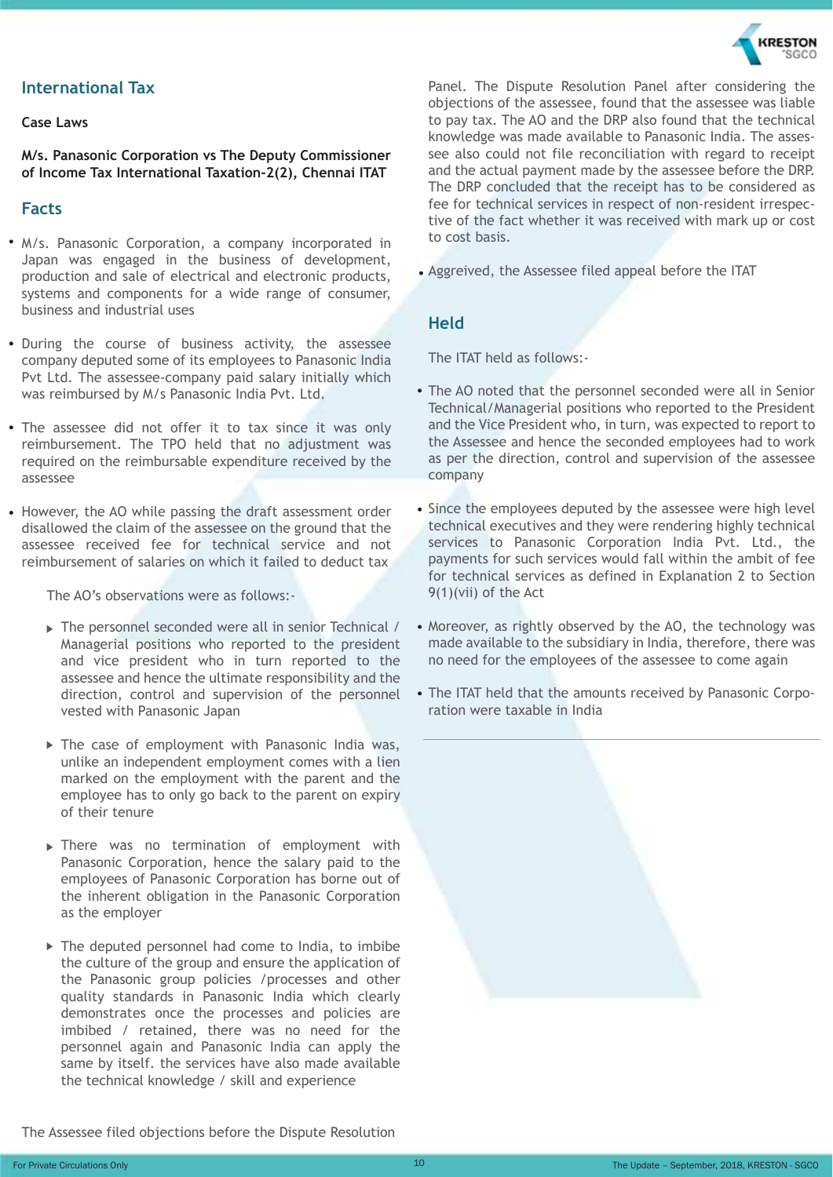## International Tax

### Case Laws

**M/s. Panasonic Corporation vs The Deputy Commissioner of Income Tax International Taxation-2(2), Chennai ITAT**

### Facts

- M/s. Panasonic Corporation, a company incorporated in Japan was engaged in the business of development, production and sale of electrical and electronic products, systems and components for a wide range of consumer, business and industrial uses
- During the course of business activity, the assessee company deputed some of its employees to Panasonic India Pvt Ltd. The assessee-company paid salary initially which was reimbursed by M/s Panasonic India Pvt. Ltd.
- The assessee did not offer it to tax since it was only reimbursement. The TPO held that no adjustment was required on the reimbursable expenditure received by the assessee
- However, the AO while passing the draft assessment order disallowed the claim of the assessee on the ground that the assessee received fee for technical service and not reimbursement of salaries on which it failed to deduct tax

  The AO's observations were as follows:-

  - The personnel seconded were all in senior Technical / Managerial positions who reported to the president and vice president who in turn reported to the assessee and hence the ultimate responsibility and the direction, control and supervision of the personnel vested with Panasonic Japan
  - The case of employment with Panasonic India was, unlike an independent employment comes with a lien marked on the employment with the parent and the employee has to only go back to the parent on expiry of their tenure
  - There was no termination of employment with Panasonic Corporation, hence the salary paid to the employees of Panasonic Corporation has borne out of the inherent obligation in the Panasonic Corporation as the employer
  - The deputed personnel had come to India, to imbibe the culture of the group and ensure the application of the Panasonic group policies /processes and other quality standards in Panasonic India which clearly demonstrates once the processes and policies are imbibed / retained, there was no need for the personnel again and Panasonic India can apply the same by itself. the services have also made available the technical knowledge / skill and experience

  The Assessee filed objections before the Dispute Resolution Panel. The Dispute Resolution Panel after considering the objections of the assessee, found that the assessee was liable to pay tax. The AO and the DRP also found that the technical knowledge was made available to Panasonic India. The assessee also could not file reconciliation with regard to receipt and the actual payment made by the assessee before the DRP. The DRP concluded that the receipt has to be considered as fee for technical services in respect of non-resident irrespective of the fact whether it was received with mark up or cost to cost basis.

- Aggrieved, the Assessee filed appeal before the ITAT

### Held

The ITAT held as follows:-

- The AO noted that the personnel seconded were all in Senior Technical/Managerial positions who reported to the President and the Vice President who, in turn, was expected to report to the Assessee and hence the seconded employees had to work as per the direction, control and supervision of the assessee company
- Since the employees deputed by the assessee were high level technical executives and they were rendering highly technical services to Panasonic Corporation India Pvt. Ltd., the payments for such services would fall within the ambit of fee for technical services as defined in Explanation 2 to Section 9(1)(vii) of the Act
- Moreover, as rightly observed by the AO, the technology was made available to the subsidiary in India, therefore, there was no need for the employees of the assessee to come again
- The ITAT held that the amounts received by Panasonic Corporation were taxable in India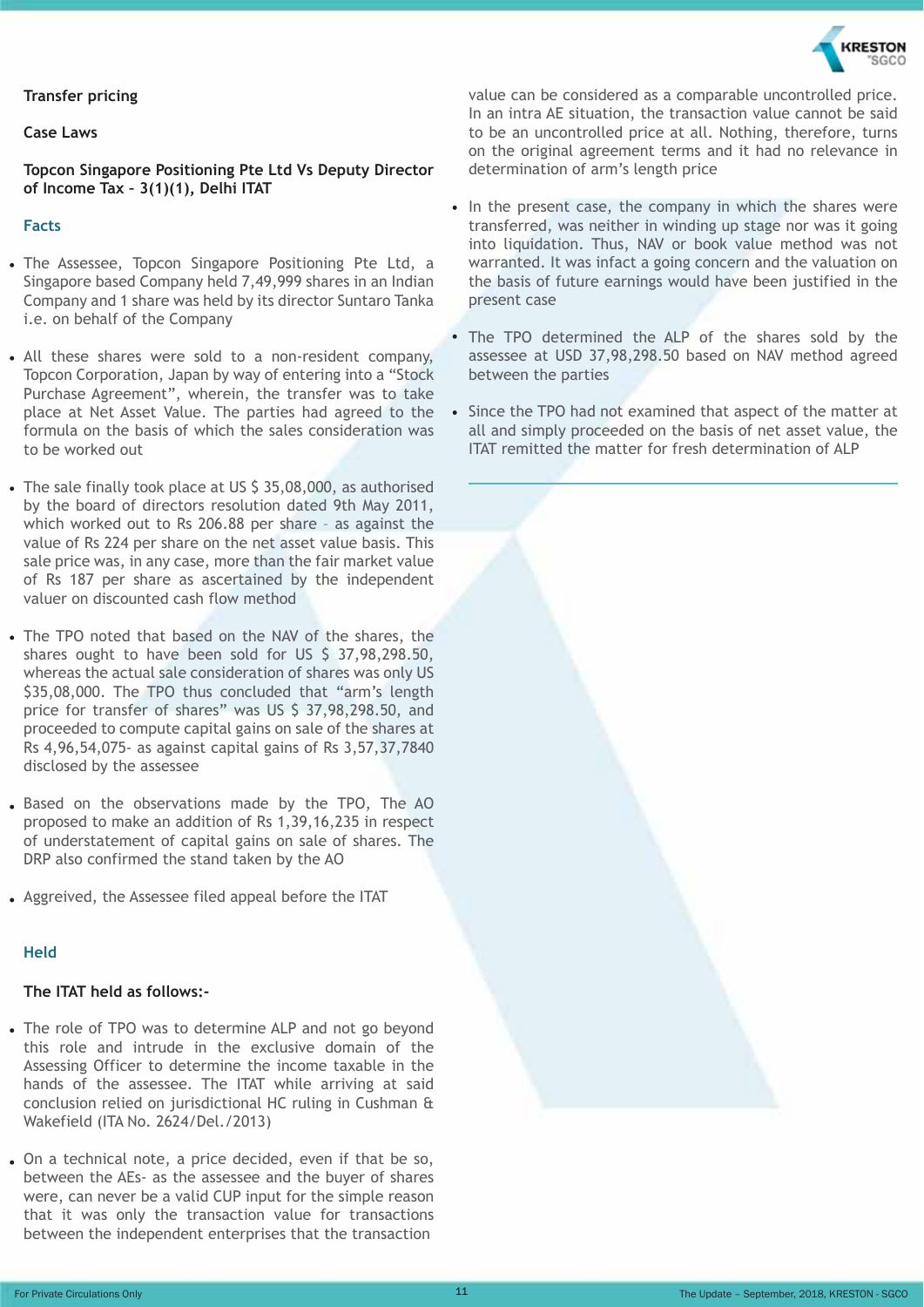## Transfer pricing

### Case Laws

### Topcon Singapore Positioning Pte Ltd Vs Deputy Director of Income Tax – 3(1)(1), Delhi ITAT

#### Facts

- The Assessee, Topcon Singapore Positioning Pte Ltd, a Singapore based Company held 7,49,999 shares in an Indian Company and 1 share was held by its director Suntaro Tanka i.e. on behalf of the Company
- All these shares were sold to a non-resident company, Topcon Corporation, Japan by way of entering into a "Stock Purchase Agreement", wherein, the transfer was to take place at Net Asset Value. The parties had agreed to the formula on the basis of which the sales consideration was to be worked out
- The sale finally took place at US $ 35,08,000, as authorised by the board of directors resolution dated 9th May 2011, which worked out to Rs 206.88 per share – as against the value of Rs 224 per share on the net asset value basis. This sale price was, in any case, more than the fair market value of Rs 187 per share as ascertained by the independent valuer on discounted cash flow method
- The TPO noted that based on the NAV of the shares, the shares ought to have been sold for US $ 37,98,298.50, whereas the actual sale consideration of shares was only US $35,08,000. The TPO thus concluded that "arm's length price for transfer of shares" was US $ 37,98,298.50, and proceeded to compute capital gains on sale of the shares at Rs 4,96,54,075- as against capital gains of Rs 3,57,37,7840 disclosed by the assessee
- Based on the observations made by the TPO, The AO proposed to make an addition of Rs 1,39,16,235 in respect of understatement of capital gains on sale of shares. The DRP also confirmed the stand taken by the AO
- Aggrieved, the Assessee filed appeal before the ITAT

#### Held

**The ITAT held as follows:-**

- The role of TPO was to determine ALP and not go beyond this role and intrude in the exclusive domain of the Assessing Officer to determine the income taxable in the hands of the assessee. The ITAT while arriving at said conclusion relied on jurisdictional HC ruling in Cushman & Wakefield (ITA No. 2624/Del./2013)
- On a technical note, a price decided, even if that be so, between the AEs- as the assessee and the buyer of shares were, can never be a valid CUP input for the simple reason that it was only the transaction value for transactions between the independent enterprises that the transaction value can be considered as a comparable uncontrolled price. In an intra AE situation, the transaction value cannot be said to be an uncontrolled price at all. Nothing, therefore, turns on the original agreement terms and it had no relevance in determination of arm's length price
- In the present case, the company in which the shares were transferred, was neither in winding up stage nor was it going into liquidation. Thus, NAV or book value method was not warranted. It was infact a going concern and the valuation on the basis of future earnings would have been justified in the present case
- The TPO determined the ALP of the shares sold by the assessee at USD 37,98,298.50 based on NAV method agreed between the parties
- Since the TPO had not examined that aspect of the matter at all and simply proceeded on the basis of net asset value, the ITAT remitted the matter for fresh determination of ALP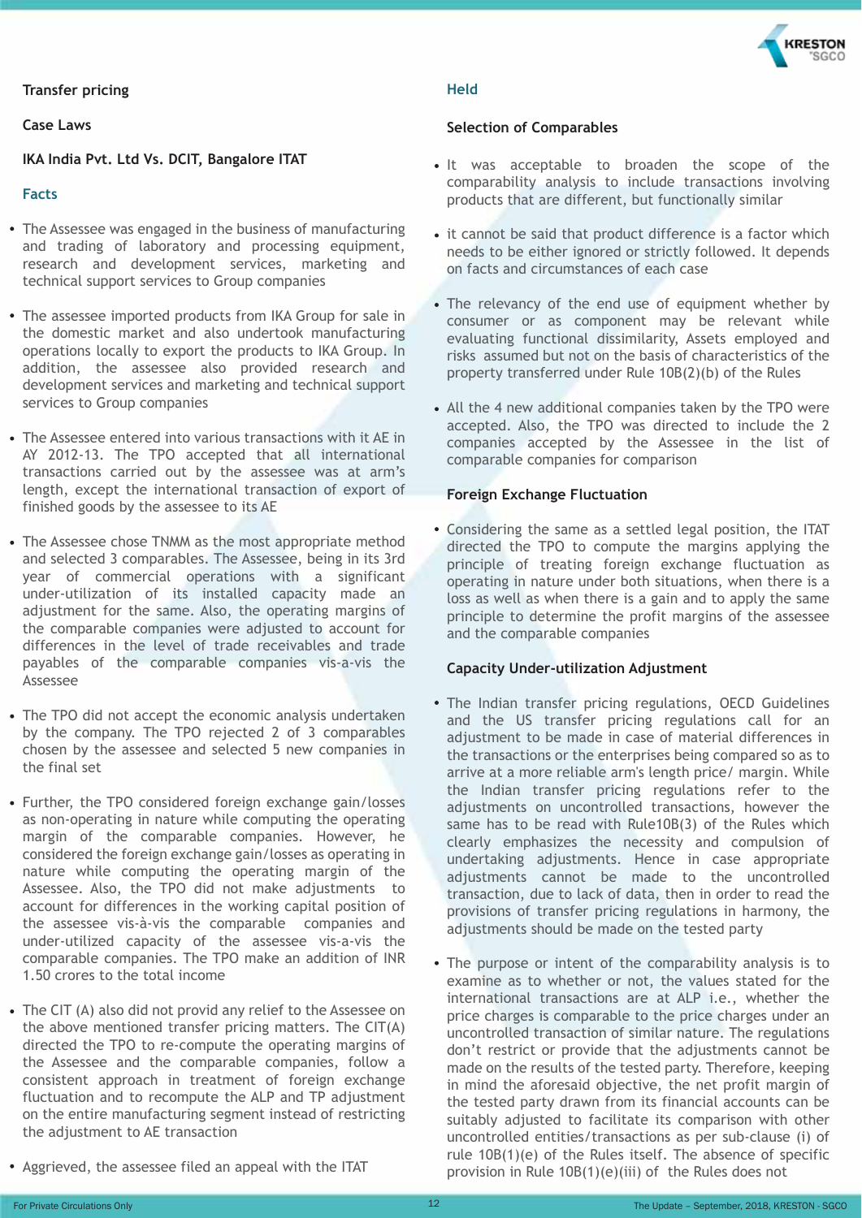**Transfer pricing**

**Case Laws**

**IKA India Pvt. Ltd Vs. DCIT, Bangalore ITAT**

### Facts

- The Assessee was engaged in the business of manufacturing and trading of laboratory and processing equipment, research and development services, marketing and technical support services to Group companies
- The assessee imported products from IKA Group for sale in the domestic market and also undertook manufacturing operations locally to export the products to IKA Group. In addition, the assessee also provided research and development services and marketing and technical support services to Group companies
- The Assessee entered into various transactions with it AE in AY 2012-13. The TPO accepted that all international transactions carried out by the assessee was at arm's length, except the international transaction of export of finished goods by the assessee to its AE
- The Assessee chose TNMM as the most appropriate method and selected 3 comparables. The Assessee, being in its 3rd year of commercial operations with a significant under-utilization of its installed capacity made an adjustment for the same. Also, the operating margins of the comparable companies were adjusted to account for differences in the level of trade receivables and trade payables of the comparable companies vis-a-vis the Assessee
- The TPO did not accept the economic analysis undertaken by the company. The TPO rejected 2 of 3 comparables chosen by the assessee and selected 5 new companies in the final set
- Further, the TPO considered foreign exchange gain/losses as non-operating in nature while computing the operating margin of the comparable companies. However, he considered the foreign exchange gain/losses as operating in nature while computing the operating margin of the Assessee. Also, the TPO did not make adjustments to account for differences in the working capital position of the assessee vis-à-vis the comparable companies and under-utilized capacity of the assessee vis-a-vis the comparable companies. The TPO make an addition of INR 1.50 crores to the total income
- The CIT (A) also did not provid any relief to the Assessee on the above mentioned transfer pricing matters. The CIT(A) directed the TPO to re-compute the operating margins of the Assessee and the comparable companies, follow a consistent approach in treatment of foreign exchange fluctuation and to recompute the ALP and TP adjustment on the entire manufacturing segment instead of restricting the adjustment to AE transaction
- Aggrieved, the assessee filed an appeal with the ITAT

### Held

**Selection of Comparables**

- It was acceptable to broaden the scope of the comparability analysis to include transactions involving products that are different, but functionally similar
- it cannot be said that product difference is a factor which needs to be either ignored or strictly followed. It depends on facts and circumstances of each case
- The relevancy of the end use of equipment whether by consumer or as component may be relevant while evaluating functional dissimilarity, Assets employed and risks assumed but not on the basis of characteristics of the property transferred under Rule 10B(2)(b) of the Rules
- All the 4 new additional companies taken by the TPO were accepted. Also, the TPO was directed to include the 2 companies accepted by the Assessee in the list of comparable companies for comparison

**Foreign Exchange Fluctuation**

- Considering the same as a settled legal position, the ITAT directed the TPO to compute the margins applying the principle of treating foreign exchange fluctuation as operating in nature under both situations, when there is a loss as well as when there is a gain and to apply the same principle to determine the profit margins of the assessee and the comparable companies

**Capacity Under-utilization Adjustment**

- The Indian transfer pricing regulations, OECD Guidelines and the US transfer pricing regulations call for an adjustment to be made in case of material differences in the transactions or the enterprises being compared so as to arrive at a more reliable arm's length price/ margin. While the Indian transfer pricing regulations refer to the adjustments on uncontrolled transactions, however the same has to be read with Rule10B(3) of the Rules which clearly emphasizes the necessity and compulsion of undertaking adjustments. Hence in case appropriate adjustments cannot be made to the uncontrolled transaction, due to lack of data, then in order to read the provisions of transfer pricing regulations in harmony, the adjustments should be made on the tested party
- The purpose or intent of the comparability analysis is to examine as to whether or not, the values stated for the international transactions are at ALP i.e., whether the price charges is comparable to the price charges under an uncontrolled transaction of similar nature. The regulations don't restrict or provide that the adjustments cannot be made on the results of the tested party. Therefore, keeping in mind the aforesaid objective, the net profit margin of the tested party drawn from its financial accounts can be suitably adjusted to facilitate its comparison with other uncontrolled entities/transactions as per sub-clause (i) of rule 10B(1)(e) of the Rules itself. The absence of specific provision in Rule 10B(1)(e)(iii) of the Rules does not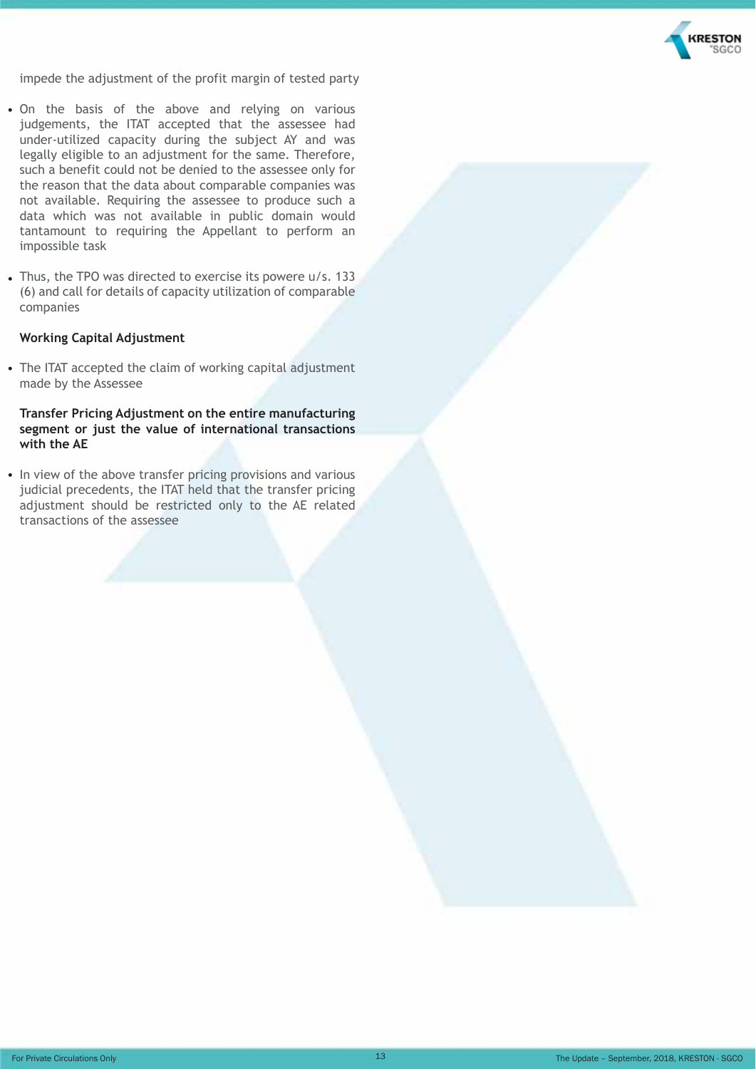impede the adjustment of the profit margin of tested party

- On the basis of the above and relying on various judgements, the ITAT accepted that the assessee had under-utilized capacity during the subject AY and was legally eligible to an adjustment for the same. Therefore, such a benefit could not be denied to the assessee only for the reason that the data about comparable companies was not available. Requiring the assessee to produce such a data which was not available in public domain would tantamount to requiring the Appellant to perform an impossible task

- Thus, the TPO was directed to exercise its powere u/s. 133 (6) and call for details of capacity utilization of comparable companies

**Working Capital Adjustment**

- The ITAT accepted the claim of working capital adjustment made by the Assessee

**Transfer Pricing Adjustment on the entire manufacturing segment or just the value of international transactions with the AE**

- In view of the above transfer pricing provisions and various judicial precedents, the ITAT held that the transfer pricing adjustment should be restricted only to the AE related transactions of the assessee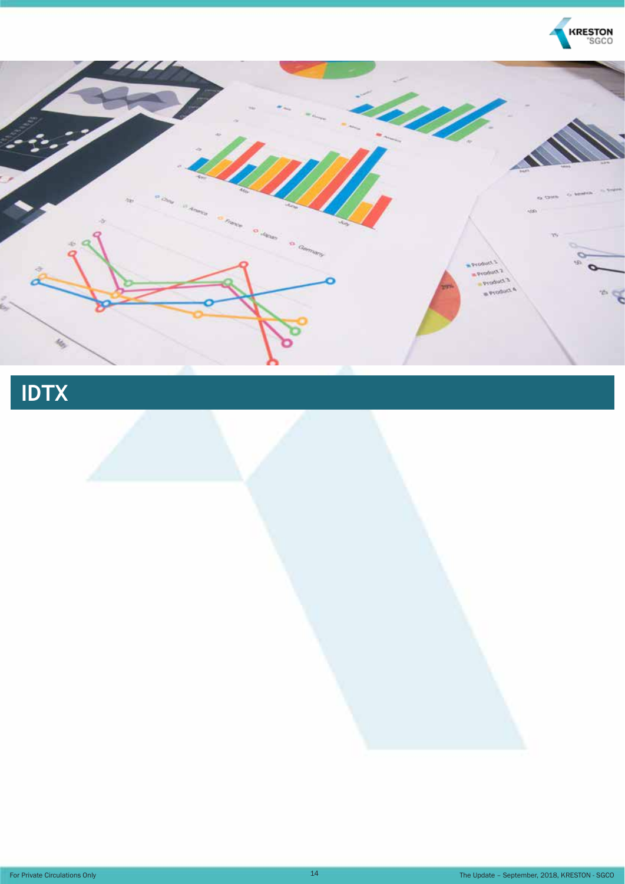# IDTX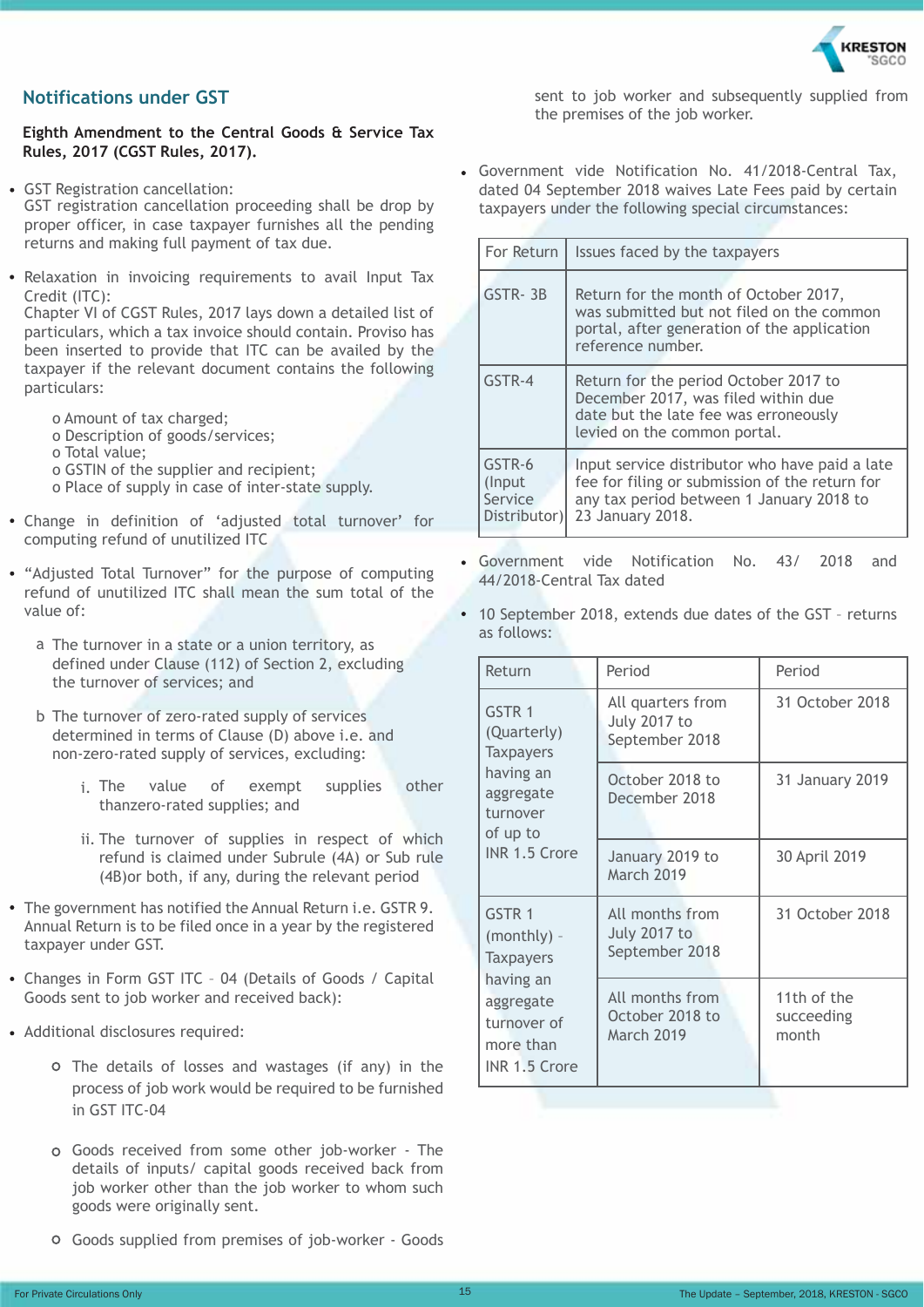## Notifications under GST

**Eighth Amendment to the Central Goods & Service Tax Rules, 2017 (CGST Rules, 2017).**

- GST Registration cancellation:
  GST registration cancellation proceeding shall be drop by proper officer, in case taxpayer furnishes all the pending returns and making full payment of tax due.

- Relaxation in invoicing requirements to avail Input Tax Credit (ITC):
  Chapter VI of CGST Rules, 2017 lays down a detailed list of particulars, which a tax invoice should contain. Proviso has been inserted to provide that ITC can be availed by the taxpayer if the relevant document contains the following particulars:

  - Amount of tax charged;
  - Description of goods/services;
  - Total value;
  - GSTIN of the supplier and recipient;
  - Place of supply in case of inter-state supply.

- Change in definition of 'adjusted total turnover' for computing refund of unutilized ITC

- "Adjusted Total Turnover" for the purpose of computing refund of unutilized ITC shall mean the sum total of the value of:

  a. The turnover in a state or a union territory, as defined under Clause (112) of Section 2, excluding the turnover of services; and

  b. The turnover of zero-rated supply of services determined in terms of Clause (D) above i.e. and non-zero-rated supply of services, excluding:

     i. The value of exempt supplies other thanzero-rated supplies; and

     ii. The turnover of supplies in respect of which refund is claimed under Subrule (4A) or Sub rule (4B)or both, if any, during the relevant period

- The government has notified the Annual Return i.e. GSTR 9. Annual Return is to be filed once in a year by the registered taxpayer under GST.

- Changes in Form GST ITC – 04 (Details of Goods / Capital Goods sent to job worker and received back):

- Additional disclosures required:

  - The details of losses and wastages (if any) in the process of job work would be required to be furnished in GST ITC-04

  - Goods received from some other job-worker - The details of inputs/ capital goods received back from job worker other than the job worker to whom such goods were originally sent.

  - Goods supplied from premises of job-worker - Goods sent to job worker and subsequently supplied from the premises of the job worker.

- Government vide Notification No. 41/2018-Central Tax, dated 04 September 2018 waives Late Fees paid by certain taxpayers under the following special circumstances:

| For Return | Issues faced by the taxpayers |
|---|---|
| GSTR- 3B | Return for the month of October 2017, was submitted but not filed on the common portal, after generation of the application reference number. |
| GSTR-4 | Return for the period October 2017 to December 2017, was filed within due date but the late fee was erroneously levied on the common portal. |
| GSTR-6 (Input Service Distributor) | Input service distributor who have paid a late fee for filing or submission of the return for any tax period between 1 January 2018 to 23 January 2018. |

- Government vide Notification No. 43/ 2018 and 44/2018-Central Tax dated

- 10 September 2018, extends due dates of the GST – returns as follows:

| Return | Period | Period |
|---|---|---|
| GSTR 1 (Quarterly) Taxpayers having an aggregate turnover of up to INR 1.5 Crore | All quarters from July 2017 to September 2018 | 31 October 2018 |
| | October 2018 to December 2018 | 31 January 2019 |
| | January 2019 to March 2019 | 30 April 2019 |
| GSTR 1 (monthly) - Taxpayers having an aggregate turnover of more than INR 1.5 Crore | All months from July 2017 to September 2018 | 31 October 2018 |
| | All months from October 2018 to March 2019 | 11th of the succeeding month |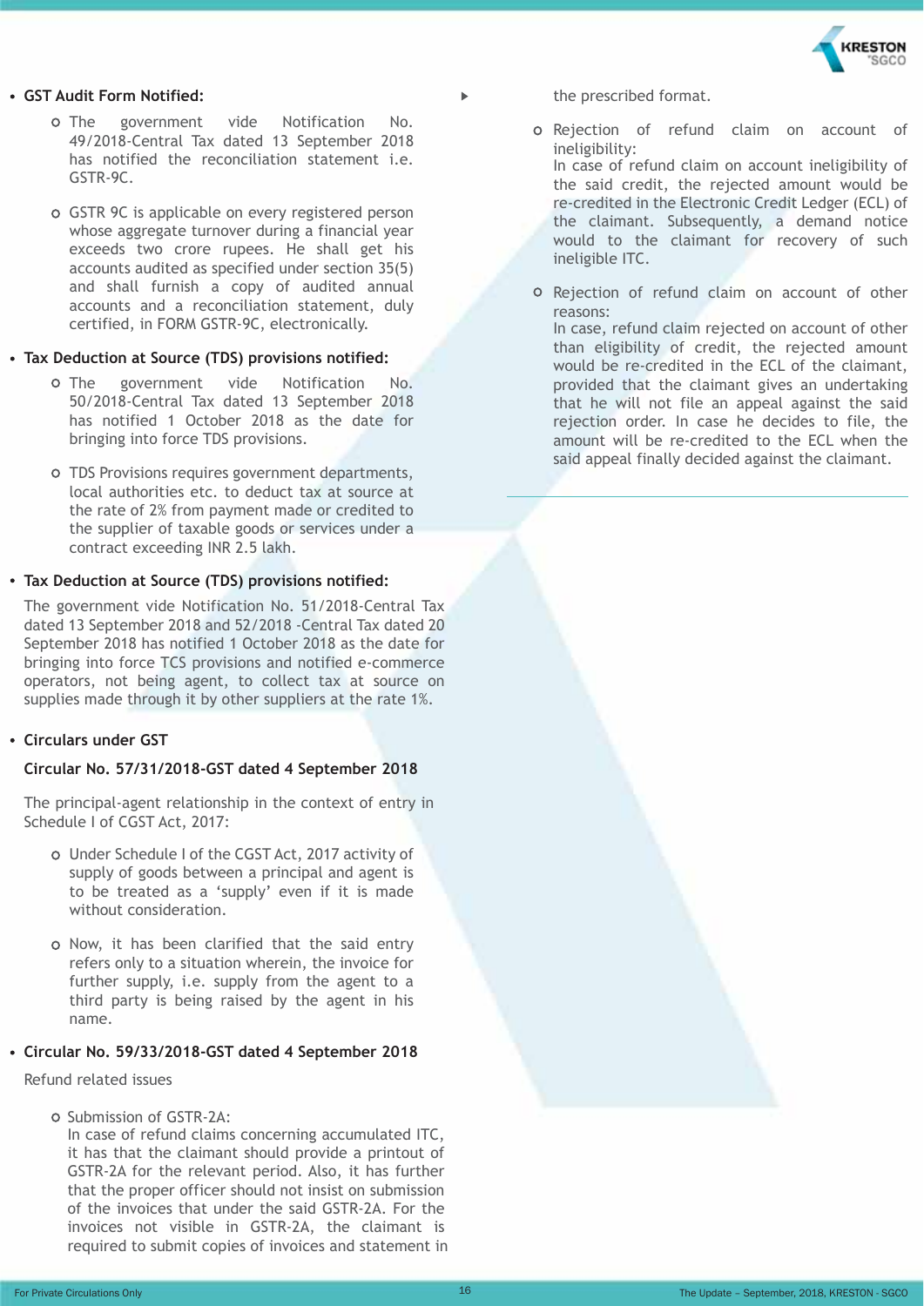- **GST Audit Form Notified:**
  - The government vide Notification No. 49/2018-Central Tax dated 13 September 2018 has notified the reconciliation statement i.e. GSTR-9C.
  - GSTR 9C is applicable on every registered person whose aggregate turnover during a financial year exceeds two crore rupees. He shall get his accounts audited as specified under section 35(5) and shall furnish a copy of audited annual accounts and a reconciliation statement, duly certified, in FORM GSTR-9C, electronically.

- **Tax Deduction at Source (TDS) provisions notified:**
  - The government vide Notification No. 50/2018-Central Tax dated 13 September 2018 has notified 1 October 2018 as the date for bringing into force TDS provisions.
  - TDS Provisions requires government departments, local authorities etc. to deduct tax at source at the rate of 2% from payment made or credited to the supplier of taxable goods or services under a contract exceeding INR 2.5 lakh.

- **Tax Deduction at Source (TDS) provisions notified:**

  The government vide Notification No. 51/2018-Central Tax dated 13 September 2018 and 52/2018 -Central Tax dated 20 September 2018 has notified 1 October 2018 as the date for bringing into force TCS provisions and notified e-commerce operators, not being agent, to collect tax at source on supplies made through it by other suppliers at the rate 1%.

- **Circulars under GST**

  **Circular No. 57/31/2018-GST dated 4 September 2018**

  The principal-agent relationship in the context of entry in Schedule I of CGST Act, 2017:

  - Under Schedule I of the CGST Act, 2017 activity of supply of goods between a principal and agent is to be treated as a 'supply' even if it is made without consideration.
  - Now, it has been clarified that the said entry refers only to a situation wherein, the invoice for further supply, i.e. supply from the agent to a third party is being raised by the agent in his name.

- **Circular No. 59/33/2018-GST dated 4 September 2018**

  Refund related issues

  - Submission of GSTR-2A:
    In case of refund claims concerning accumulated ITC, it has that the claimant should provide a printout of GSTR-2A for the relevant period. Also, it has further that the proper officer should not insist on submission of the invoices that under the said GSTR-2A. For the invoices not visible in GSTR-2A, the claimant is required to submit copies of invoices and statement in the prescribed format.
  - Rejection of refund claim on account of ineligibility:
    In case of refund claim on account ineligibility of the said credit, the rejected amount would be re-credited in the Electronic Credit Ledger (ECL) of the claimant. Subsequently, a demand notice would to the claimant for recovery of such ineligible ITC.
  - Rejection of refund claim on account of other reasons:
    In case, refund claim rejected on account of other than eligibility of credit, the rejected amount would be re-credited in the ECL of the claimant, provided that the claimant gives an undertaking that he will not file an appeal against the said rejection order. In case he decides to file, the amount will be re-credited to the ECL when the said appeal finally decided against the claimant.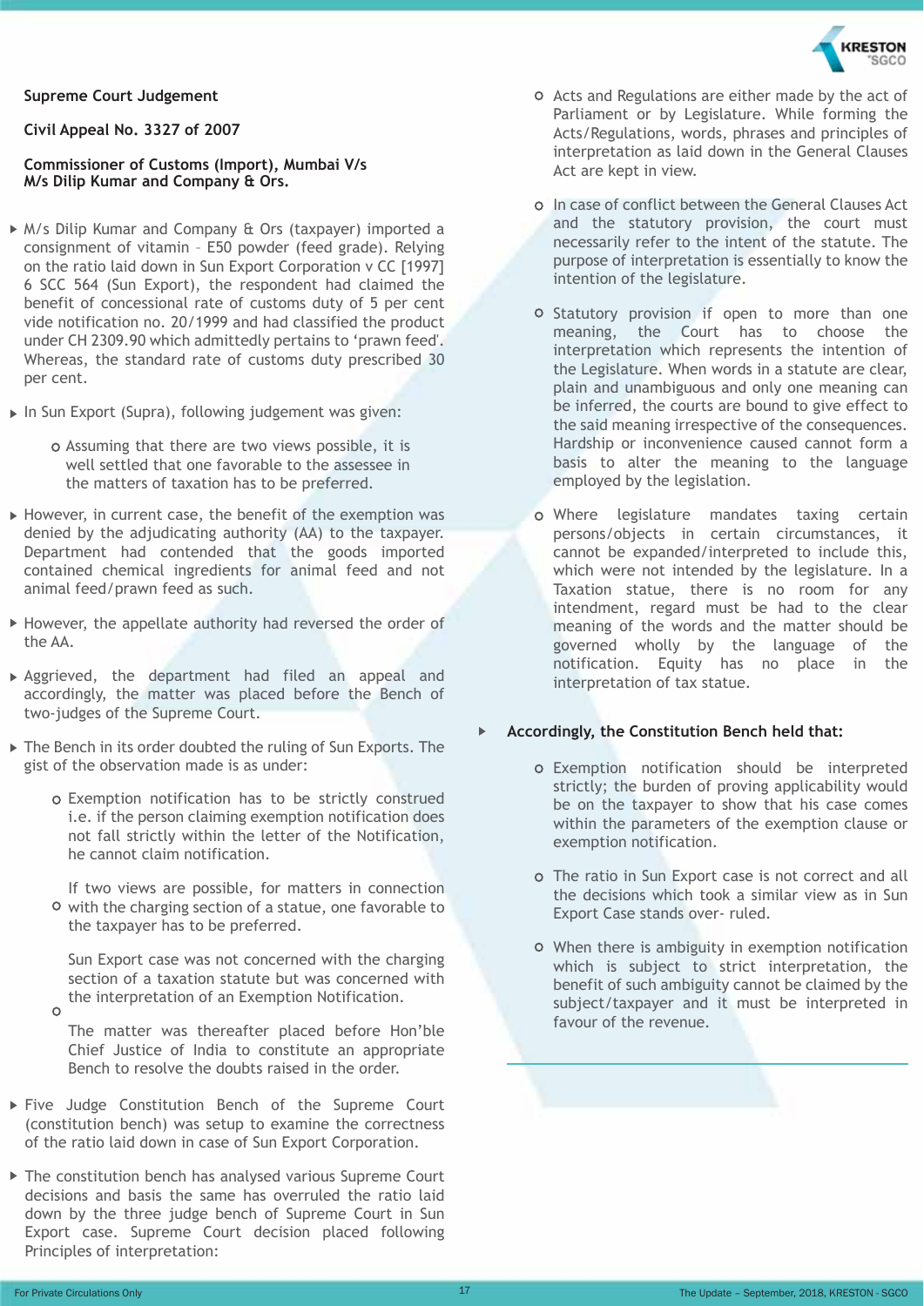**Supreme Court Judgement**

**Civil Appeal No. 3327 of 2007**

**Commissioner of Customs (Import), Mumbai V/s M/s Dilip Kumar and Company & Ors.**

- M/s Dilip Kumar and Company & Ors (taxpayer) imported a consignment of vitamin – E50 powder (feed grade). Relying on the ratio laid down in Sun Export Corporation v CC [1997] 6 SCC 564 (Sun Export), the respondent had claimed the benefit of concessional rate of customs duty of 5 per cent vide notification no. 20/1999 and had classified the product under CH 2309.90 which admittedly pertains to 'prawn feed'. Whereas, the standard rate of customs duty prescribed 30 per cent.

- In Sun Export (Supra), following judgement was given:
  - Assuming that there are two views possible, it is well settled that one favorable to the assessee in the matters of taxation has to be preferred.

- However, in current case, the benefit of the exemption was denied by the adjudicating authority (AA) to the taxpayer. Department had contended that the goods imported contained chemical ingredients for animal feed and not animal feed/prawn feed as such.

- However, the appellate authority had reversed the order of the AA.

- Aggrieved, the department had filed an appeal and accordingly, the matter was placed before the Bench of two-judges of the Supreme Court.

- The Bench in its order doubted the ruling of Sun Exports. The gist of the observation made is as under:
  - Exemption notification has to be strictly construed i.e. if the person claiming exemption notification does not fall strictly within the letter of the Notification, he cannot claim notification.
  - If two views are possible, for matters in connection with the charging section of a statue, one favorable to the taxpayer has to be preferred.
  - Sun Export case was not concerned with the charging section of a taxation statute but was concerned with the interpretation of an Exemption Notification.

    The matter was thereafter placed before Hon'ble Chief Justice of India to constitute an appropriate Bench to resolve the doubts raised in the order.

- Five Judge Constitution Bench of the Supreme Court (constitution bench) was setup to examine the correctness of the ratio laid down in case of Sun Export Corporation.

- The constitution bench has analysed various Supreme Court decisions and basis the same has overruled the ratio laid down by the three judge bench of Supreme Court in Sun Export case. Supreme Court decision placed following Principles of interpretation:
  - Acts and Regulations are either made by the act of Parliament or by Legislature. While forming the Acts/Regulations, words, phrases and principles of interpretation as laid down in the General Clauses Act are kept in view.
  - In case of conflict between the General Clauses Act and the statutory provision, the court must necessarily refer to the intent of the statute. The purpose of interpretation is essentially to know the intention of the legislature.
  - Statutory provision if open to more than one meaning, the Court has to choose the interpretation which represents the intention of the Legislature. When words in a statute are clear, plain and unambiguous and only one meaning can be inferred, the courts are bound to give effect to the said meaning irrespective of the consequences. Hardship or inconvenience caused cannot form a basis to alter the meaning to the language employed by the legislation.
  - Where legislature mandates taxing certain persons/objects in certain circumstances, it cannot be expanded/interpreted to include this, which were not intended by the legislature. In a Taxation statute, there is no room for any intendment, regard must be had to the clear meaning of the words and the matter should be governed wholly by the language of the notification. Equity has no place in the interpretation of tax statue.

- **Accordingly, the Constitution Bench held that:**
  - Exemption notification should be interpreted strictly; the burden of proving applicability would be on the taxpayer to show that his case comes within the parameters of the exemption clause or exemption notification.
  - The ratio in Sun Export case is not correct and all the decisions which took a similar view as in Sun Export Case stands over- ruled.
  - When there is ambiguity in exemption notification which is subject to strict interpretation, the benefit of such ambiguity cannot be claimed by the subject/taxpayer and it must be interpreted in favour of the revenue.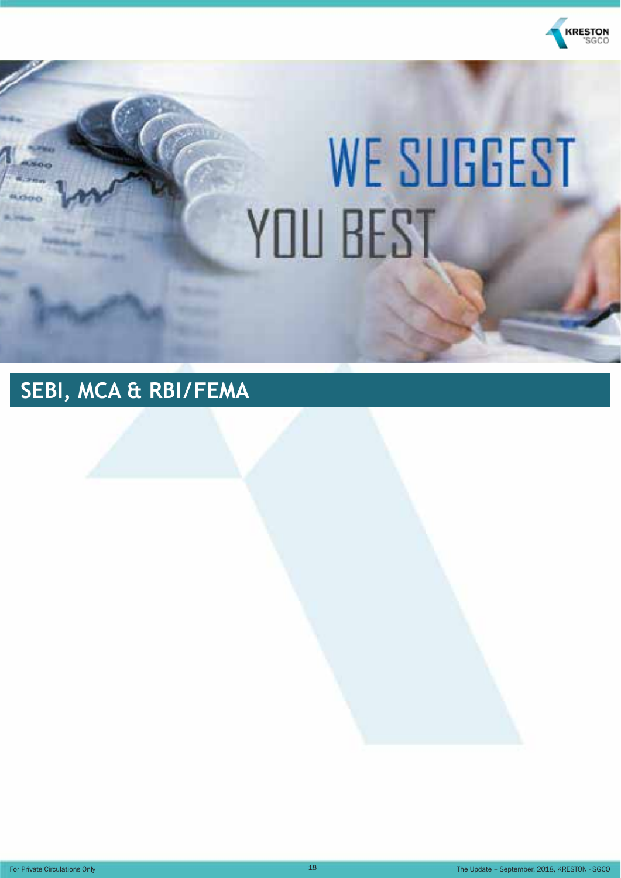WE SUGGEST YOU BEST

# SEBI, MCA & RBI/FEMA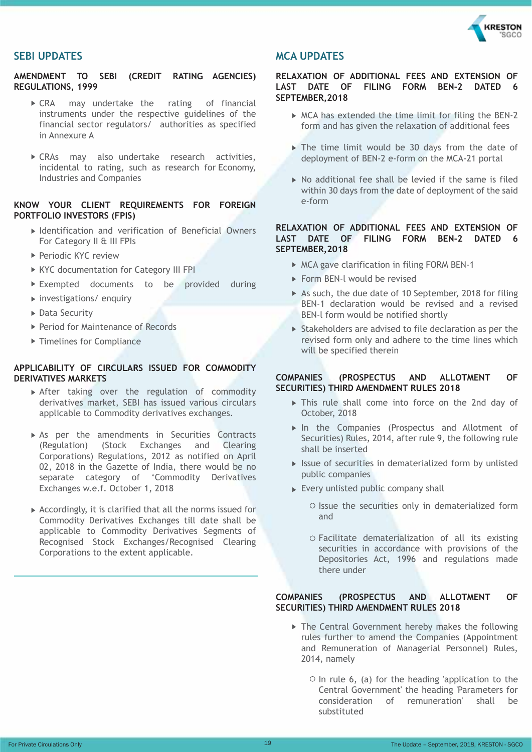## SEBI UPDATES

### AMENDMENT TO SEBI (CREDIT RATING AGENCIES) REGULATIONS, 1999

- CRA may undertake the rating of financial instruments under the respective guidelines of the financial sector regulators/ authorities as specified in Annexure A
- CRAs may also undertake research activities, incidental to rating, such as research for Economy, Industries and Companies

### KNOW YOUR CLIENT REQUIREMENTS FOR FOREIGN PORTFOLIO INVESTORS (FPIS)

- Identification and verification of Beneficial Owners For Category II & III FPIs
- Periodic KYC review
- KYC documentation for Category III FPI
- Exempted documents to be provided during
- investigations/ enquiry
- Data Security
- Period for Maintenance of Records
- Timelines for Compliance

### APPLICABILITY OF CIRCULARS ISSUED FOR COMMODITY DERIVATIVES MARKETS

- After taking over the regulation of commodity derivatives market, SEBI has issued various circulars applicable to Commodity derivatives exchanges.
- As per the amendments in Securities Contracts (Regulation) (Stock Exchanges and Clearing Corporations) Regulations, 2012 as notified on April 02, 2018 in the Gazette of India, there would be no separate category of 'Commodity Derivatives Exchanges w.e.f. October 1, 2018
- Accordingly, it is clarified that all the norms issued for Commodity Derivatives Exchanges till date shall be applicable to Commodity Derivatives Segments of Recognised Stock Exchanges/Recognised Clearing Corporations to the extent applicable.

## MCA UPDATES

### RELAXATION OF ADDITIONAL FEES AND EXTENSION OF LAST DATE OF FILING FORM BEN-2 DATED 6 SEPTEMBER,2018

- MCA has extended the time limit for filing the BEN-2 form and has given the relaxation of additional fees
- The time limit would be 30 days from the date of deployment of BEN-2 e-form on the MCA-21 portal
- No additional fee shall be levied if the same is filed within 30 days from the date of deployment of the said e-form

### RELAXATION OF ADDITIONAL FEES AND EXTENSION OF LAST DATE OF FILING FORM BEN-2 DATED 6 SEPTEMBER,2018

- MCA gave clarification in filing FORM BEN-1
- Form BEN-l would be revised
- As such, the due date of 10 September, 2018 for filing BEN-1 declaration would be revised and a revised BEN-l form would be notified shortly
- Stakeholders are advised to file declaration as per the revised form only and adhere to the time lines which will be specified therein

### COMPANIES (PROSPECTUS AND ALLOTMENT OF SECURITIES) THIRD AMENDMENT RULES 2018

- This rule shall come into force on the 2nd day of October, 2018
- In the Companies (Prospectus and Allotment of Securities) Rules, 2014, after rule 9, the following rule shall be inserted
- Issue of securities in dematerialized form by unlisted public companies
- Every unlisted public company shall
  - Issue the securities only in dematerialized form and
  - Facilitate dematerialization of all its existing securities in accordance with provisions of the Depositories Act, 1996 and regulations made there under

### COMPANIES (PROSPECTUS AND ALLOTMENT OF SECURITIES) THIRD AMENDMENT RULES 2018

- The Central Government hereby makes the following rules further to amend the Companies (Appointment and Remuneration of Managerial Personnel) Rules, 2014, namely
  - In rule 6, (a) for the heading 'application to the Central Government' the heading 'Parameters for consideration of remuneration' shall be substituted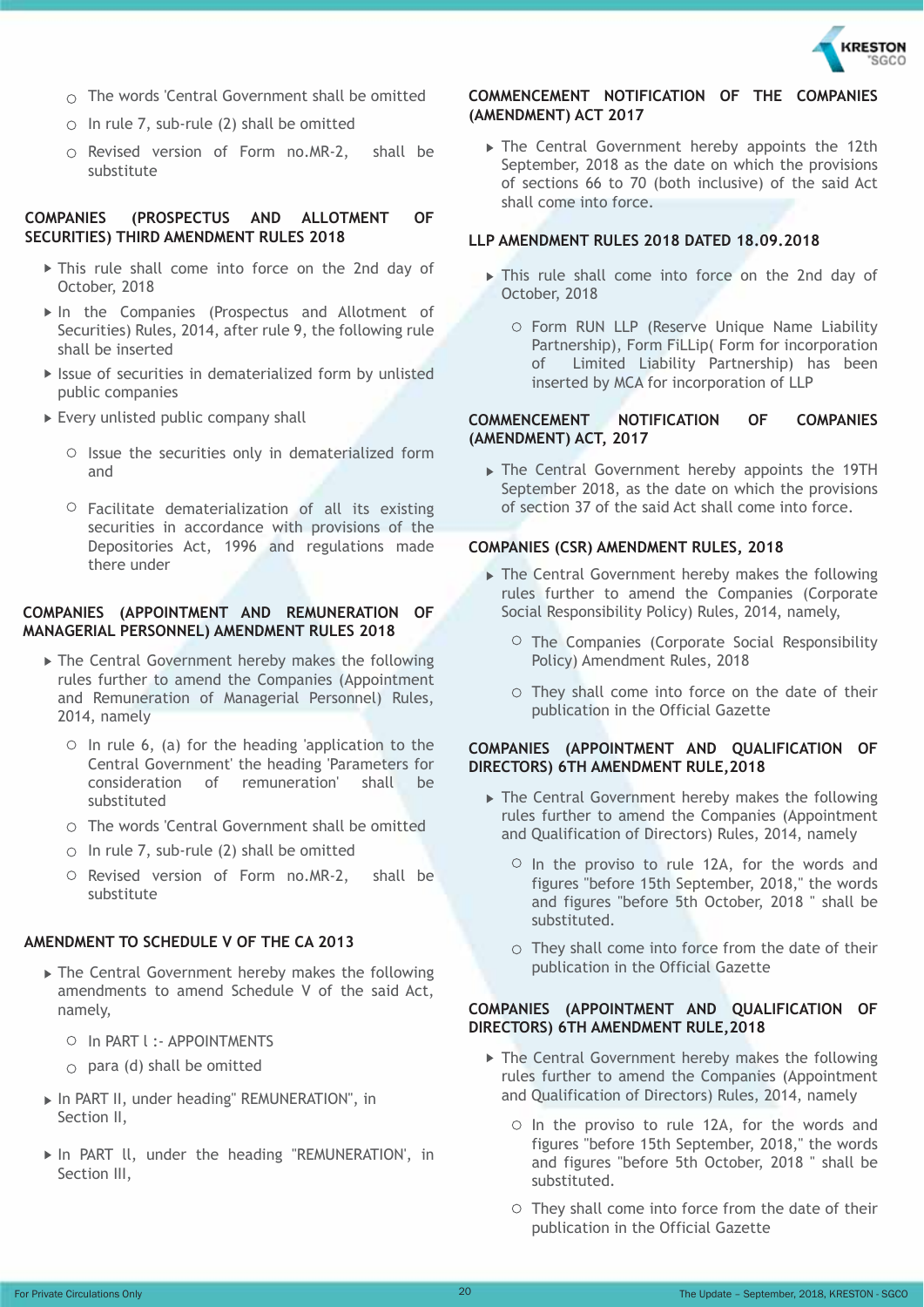- The words 'Central Government shall be omitted
- In rule 7, sub-rule (2) shall be omitted
- Revised version of Form no.MR-2, shall be substitute

## COMPANIES (PROSPECTUS AND ALLOTMENT OF SECURITIES) THIRD AMENDMENT RULES 2018

- This rule shall come into force on the 2nd day of October, 2018
- In the Companies (Prospectus and Allotment of Securities) Rules, 2014, after rule 9, the following rule shall be inserted
- Issue of securities in dematerialized form by unlisted public companies
- Every unlisted public company shall
  - Issue the securities only in dematerialized form and
  - Facilitate dematerialization of all its existing securities in accordance with provisions of the Depositories Act, 1996 and regulations made there under

## COMPANIES (APPOINTMENT AND REMUNERATION OF MANAGERIAL PERSONNEL) AMENDMENT RULES 2018

- The Central Government hereby makes the following rules further to amend the Companies (Appointment and Remuneration of Managerial Personnel) Rules, 2014, namely
  - In rule 6, (a) for the heading 'application to the Central Government' the heading 'Parameters for consideration of remuneration' shall be substituted
  - The words 'Central Government shall be omitted
  - In rule 7, sub-rule (2) shall be omitted
  - Revised version of Form no.MR-2, shall be substitute

## AMENDMENT TO SCHEDULE V OF THE CA 2013

- The Central Government hereby makes the following amendments to amend Schedule V of the said Act, namely,
  - In PART I :- APPOINTMENTS
  - para (d) shall be omitted
- In PART II, under heading" REMUNERATION", in Section II,
- In PART II, under the heading "REMUNERATION', in Section III,

## COMMENCEMENT NOTIFICATION OF THE COMPANIES (AMENDMENT) ACT 2017

- The Central Government hereby appoints the 12th September, 2018 as the date on which the provisions of sections 66 to 70 (both inclusive) of the said Act shall come into force.

## LLP AMENDMENT RULES 2018 DATED 18.09.2018

- This rule shall come into force on the 2nd day of October, 2018
  - Form RUN LLP (Reserve Unique Name Liability Partnership), Form FiLLip( Form for incorporation of Limited Liability Partnership) has been inserted by MCA for incorporation of LLP

## COMMENCEMENT NOTIFICATION OF COMPANIES (AMENDMENT) ACT, 2017

- The Central Government hereby appoints the 19TH September 2018, as the date on which the provisions of section 37 of the said Act shall come into force.

## COMPANIES (CSR) AMENDMENT RULES, 2018

- The Central Government hereby makes the following rules further to amend the Companies (Corporate Social Responsibility Policy) Rules, 2014, namely,
  - The Companies (Corporate Social Responsibility Policy) Amendment Rules, 2018
  - They shall come into force on the date of their publication in the Official Gazette

## COMPANIES (APPOINTMENT AND QUALIFICATION OF DIRECTORS) 6TH AMENDMENT RULE,2018

- The Central Government hereby makes the following rules further to amend the Companies (Appointment and Qualification of Directors) Rules, 2014, namely
  - In the proviso to rule 12A, for the words and figures "before 15th September, 2018," the words and figures "before 5th October, 2018 " shall be substituted.
  - They shall come into force from the date of their publication in the Official Gazette

## COMPANIES (APPOINTMENT AND QUALIFICATION OF DIRECTORS) 6TH AMENDMENT RULE,2018

- The Central Government hereby makes the following rules further to amend the Companies (Appointment and Qualification of Directors) Rules, 2014, namely
  - In the proviso to rule 12A, for the words and figures "before 15th September, 2018," the words and figures "before 5th October, 2018 " shall be substituted.
  - They shall come into force from the date of their publication in the Official Gazette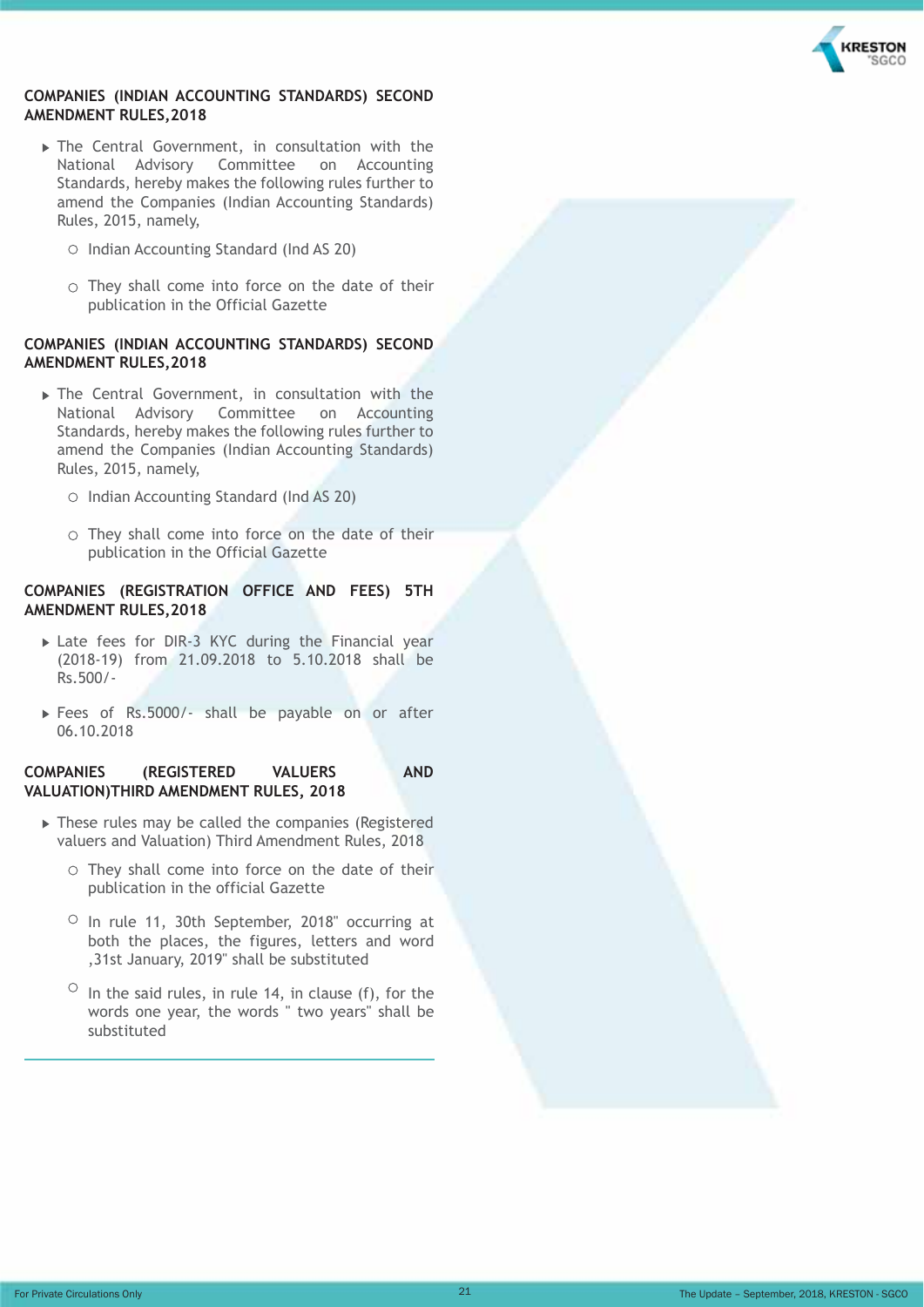## COMPANIES (INDIAN ACCOUNTING STANDARDS) SECOND AMENDMENT RULES,2018

- The Central Government, in consultation with the National Advisory Committee on Accounting Standards, hereby makes the following rules further to amend the Companies (Indian Accounting Standards) Rules, 2015, namely,
  - Indian Accounting Standard (Ind AS 20)
  - They shall come into force on the date of their publication in the Official Gazette

## COMPANIES (INDIAN ACCOUNTING STANDARDS) SECOND AMENDMENT RULES,2018

- The Central Government, in consultation with the National Advisory Committee on Accounting Standards, hereby makes the following rules further to amend the Companies (Indian Accounting Standards) Rules, 2015, namely,
  - Indian Accounting Standard (Ind AS 20)
  - They shall come into force on the date of their publication in the Official Gazette

## COMPANIES (REGISTRATION OFFICE AND FEES) 5TH AMENDMENT RULES,2018

- Late fees for DIR-3 KYC during the Financial year (2018-19) from 21.09.2018 to 5.10.2018 shall be Rs.500/-
- Fees of Rs.5000/- shall be payable on or after 06.10.2018

## COMPANIES (REGISTERED VALUERS AND VALUATION)THIRD AMENDMENT RULES, 2018

- These rules may be called the companies (Registered valuers and Valuation) Third Amendment Rules, 2018
  - They shall come into force on the date of their publication in the official Gazette
  - In rule 11, 30th September, 2018" occurring at both the places, the figures, letters and word ,31st January, 2019" shall be substituted
  - In the said rules, in rule 14, in clause (f), for the words one year, the words " two years" shall be substituted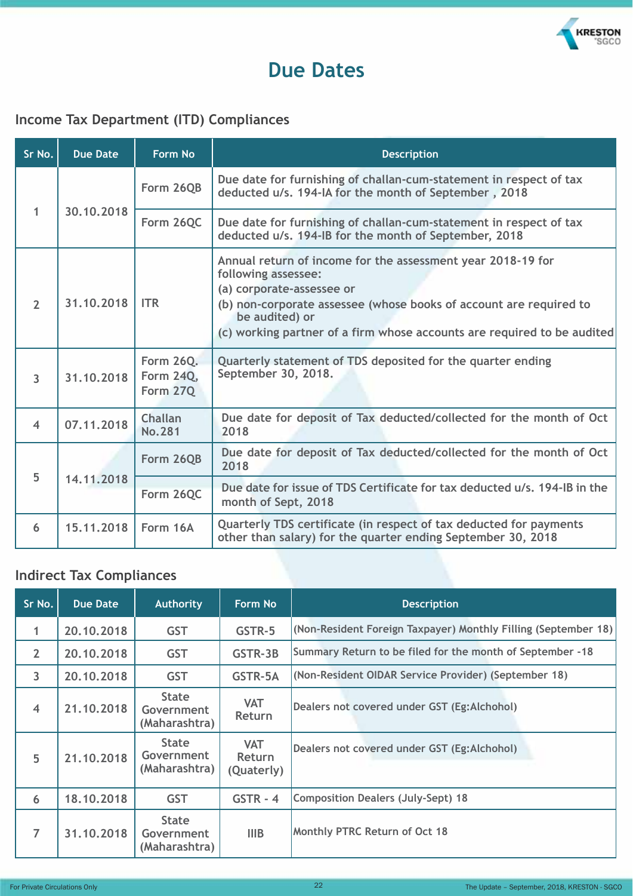# Due Dates

## Income Tax Department (ITD) Compliances

| Sr No. | Due Date | Form No | Description |
|---|---|---|---|
| 1 | 30.10.2018 | Form 26QB | Due date for furnishing of challan-cum-statement in respect of tax deducted u/s. 194-IA for the month of September , 2018 |
| | | Form 26QC | Due date for furnishing of challan-cum-statement in respect of tax deducted u/s. 194-IB for the month of September, 2018 |
| 2 | 31.10.2018 | ITR | Annual return of income for the assessment year 2018-19 for following assessee:<br>(a) corporate-assessee or<br>(b) non-corporate assessee (whose books of account are required to be audited) or<br>(c) working partner of a firm whose accounts are required to be audited |
| 3 | 31.10.2018 | Form 26Q, Form 24Q, Form 27Q | Quarterly statement of TDS deposited for the quarter ending September 30, 2018. |
| 4 | 07.11.2018 | Challan No.281 | Due date for deposit of Tax deducted/collected for the month of Oct 2018 |
| 5 | 14.11.2018 | Form 26QB | Due date for deposit of Tax deducted/collected for the month of Oct 2018 |
| | | Form 26QC | Due date for issue of TDS Certificate for tax deducted u/s. 194-IB in the month of Sept, 2018 |
| 6 | 15.11.2018 | Form 16A | Quarterly TDS certificate (in respect of tax deducted for payments other than salary) for the quarter ending September 30, 2018 |

## Indirect Tax Compliances

| Sr No. | Due Date | Authority | Form No | Description |
|---|---|---|---|---|
| 1 | 20.10.2018 | GST | GSTR-5 | (Non-Resident Foreign Taxpayer) Monthly Filling (September 18) |
| 2 | 20.10.2018 | GST | GSTR-3B | Summary Return to be filed for the month of September -18 |
| 3 | 20.10.2018 | GST | GSTR-5A | (Non-Resident OIDAR Service Provider) (September 18) |
| 4 | 21.10.2018 | State Government (Maharashtra) | VAT Return | Dealers not covered under GST (Eg:Alchohol) |
| 5 | 21.10.2018 | State Government (Maharashtra) | VAT Return (Quaterly) | Dealers not covered under GST (Eg:Alchohol) |
| 6 | 18.10.2018 | GST | GSTR - 4 | Composition Dealers (July-Sept) 18 |
| 7 | 31.10.2018 | State Government (Maharashtra) | IIIB | Monthly PTRC Return of Oct 18 |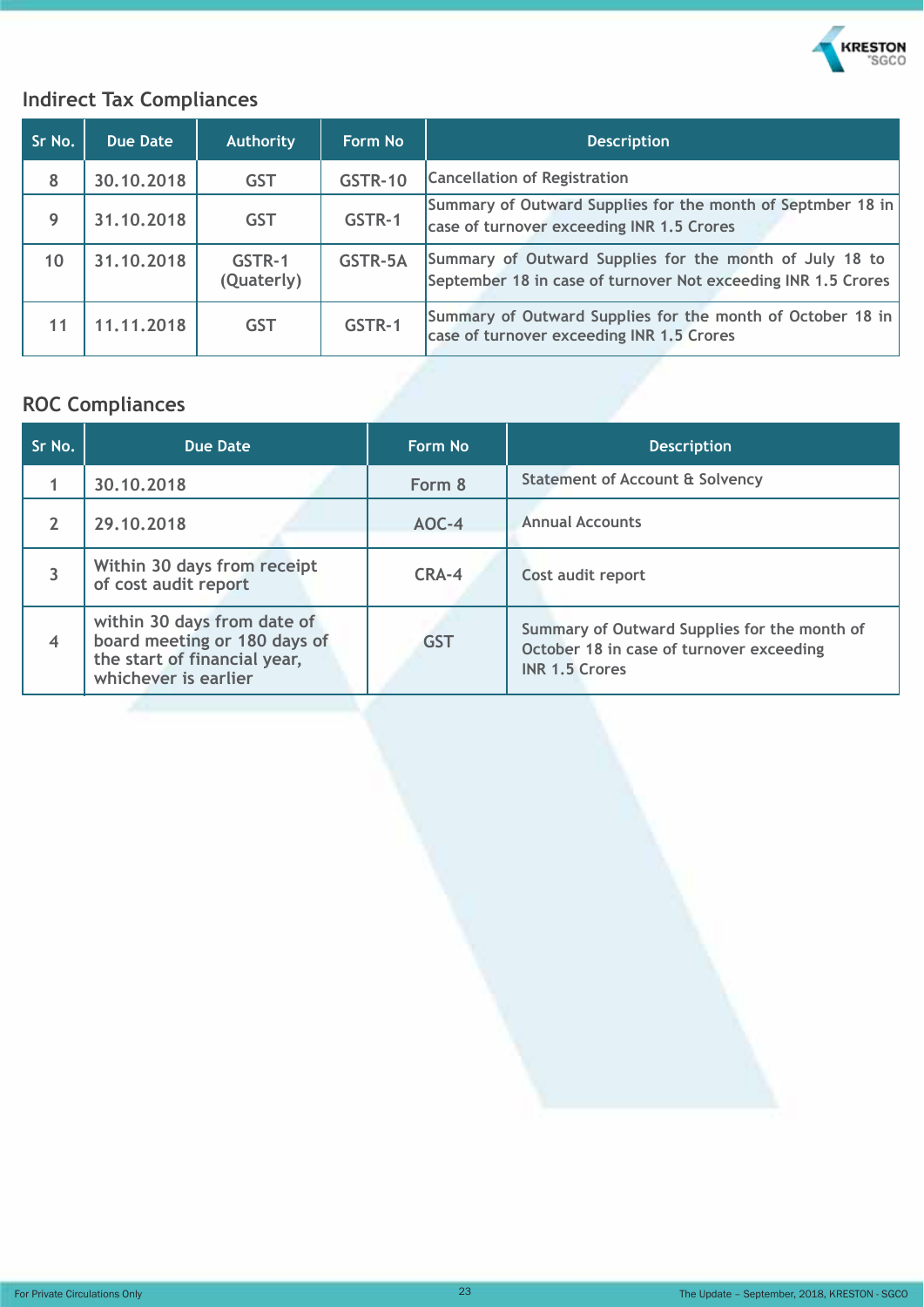## Indirect Tax Compliances

| Sr No. | Due Date | Authority | Form No | Description |
|---|---|---|---|---|
| 8 | 30.10.2018 | GST | GSTR-10 | Cancellation of Registration |
| 9 | 31.10.2018 | GST | GSTR-1 | Summary of Outward Supplies for the month of Septmber 18 in case of turnover exceeding INR 1.5 Crores |
| 10 | 31.10.2018 | GSTR-1 (Quaterly) | GSTR-5A | Summary of Outward Supplies for the month of July 18 to September 18 in case of turnover Not exceeding INR 1.5 Crores |
| 11 | 11.11.2018 | GST | GSTR-1 | Summary of Outward Supplies for the month of October 18 in case of turnover exceeding INR 1.5 Crores |

## ROC Compliances

| Sr No. | Due Date | Form No | Description |
|---|---|---|---|
| 1 | 30.10.2018 | Form 8 | Statement of Account & Solvency |
| 2 | 29.10.2018 | AOC-4 | Annual Accounts |
| 3 | Within 30 days from receipt of cost audit report | CRA-4 | Cost audit report |
| 4 | within 30 days from date of board meeting or 180 days of the start of financial year, whichever is earlier | GST | Summary of Outward Supplies for the month of October 18 in case of turnover exceeding INR 1.5 Crores |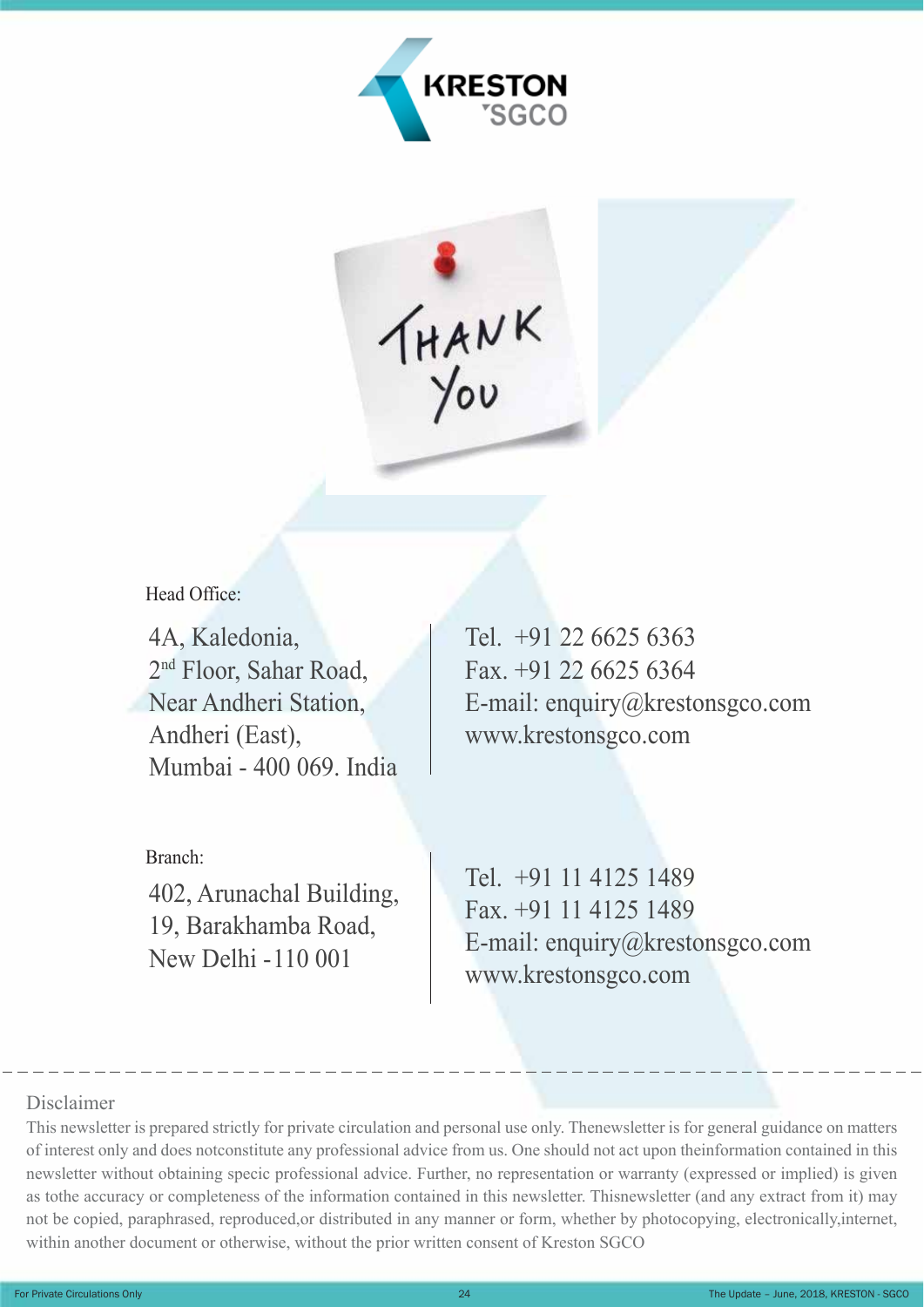KRESTON SGCO

THANK YOU

Head Office:

4A, Kaledonia,
2nd Floor, Sahar Road,
Near Andheri Station,
Andheri (East),
Mumbai - 400 069. India

Tel. +91 22 6625 6363
Fax. +91 22 6625 6364
E-mail: enquiry@krestonsgco.com
www.krestonsgco.com

Branch:

402, Arunachal Building,
19, Barakhamba Road,
New Delhi -110 001

Tel. +91 11 4125 1489
Fax. +91 11 4125 1489
E-mail: enquiry@krestonsgco.com
www.krestonsgco.com

Disclaimer

This newsletter is prepared strictly for private circulation and personal use only. Thenewsletter is for general guidance on matters of interest only and does notconstitute any professional advice from us. One should not act upon theinformation contained in this newsletter without obtaining specic professional advice. Further, no representation or warranty (expressed or implied) is given as tothe accuracy or completeness of the information contained in this newsletter. Thisnewsletter (and any extract from it) may not be copied, paraphrased, reproduced,or distributed in any manner or form, whether by photocopying, electronically,internet, within another document or otherwise, without the prior written consent of Kreston SGCO